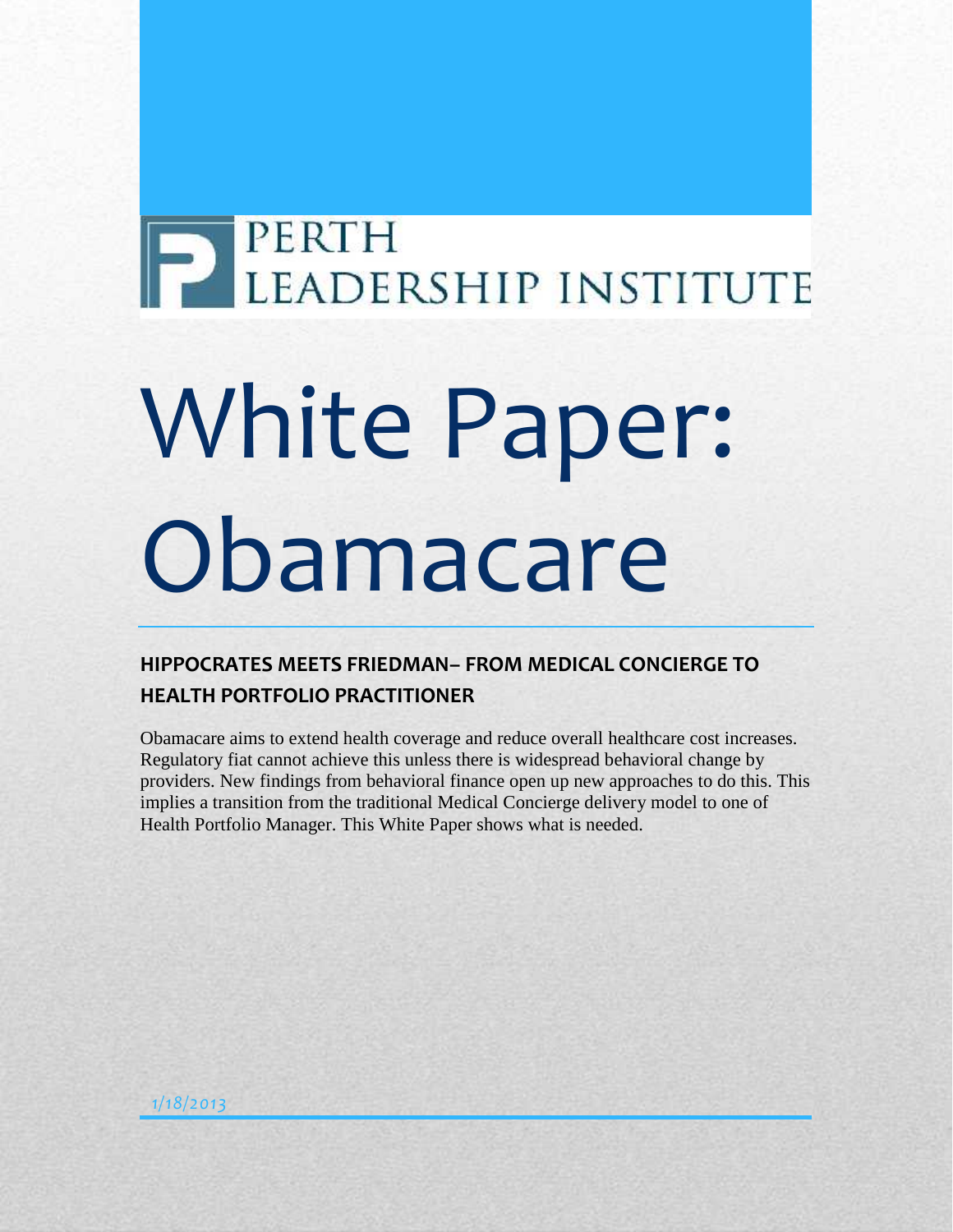PERTH LEADERSHIP INSTITUTE

# White Paper: Obamacare

## HIPPOCRATES MEETS FRIEDMAN– FROM MEDICAL CONCIERGE TO HEALTH PORTFOLIO PRACTITIONER

Obamacare aims to extend health coverage and reduce overall healthcare cost increases. Regulatory fiat cannot achieve this unless there is widespread behavioral change by providers. New findings from behavioral finance open up new approaches to do this. This implies a transition from the traditional Medical Concierge delivery model to one of Health Portfolio Manager. This White Paper shows what is needed.

1/18/2013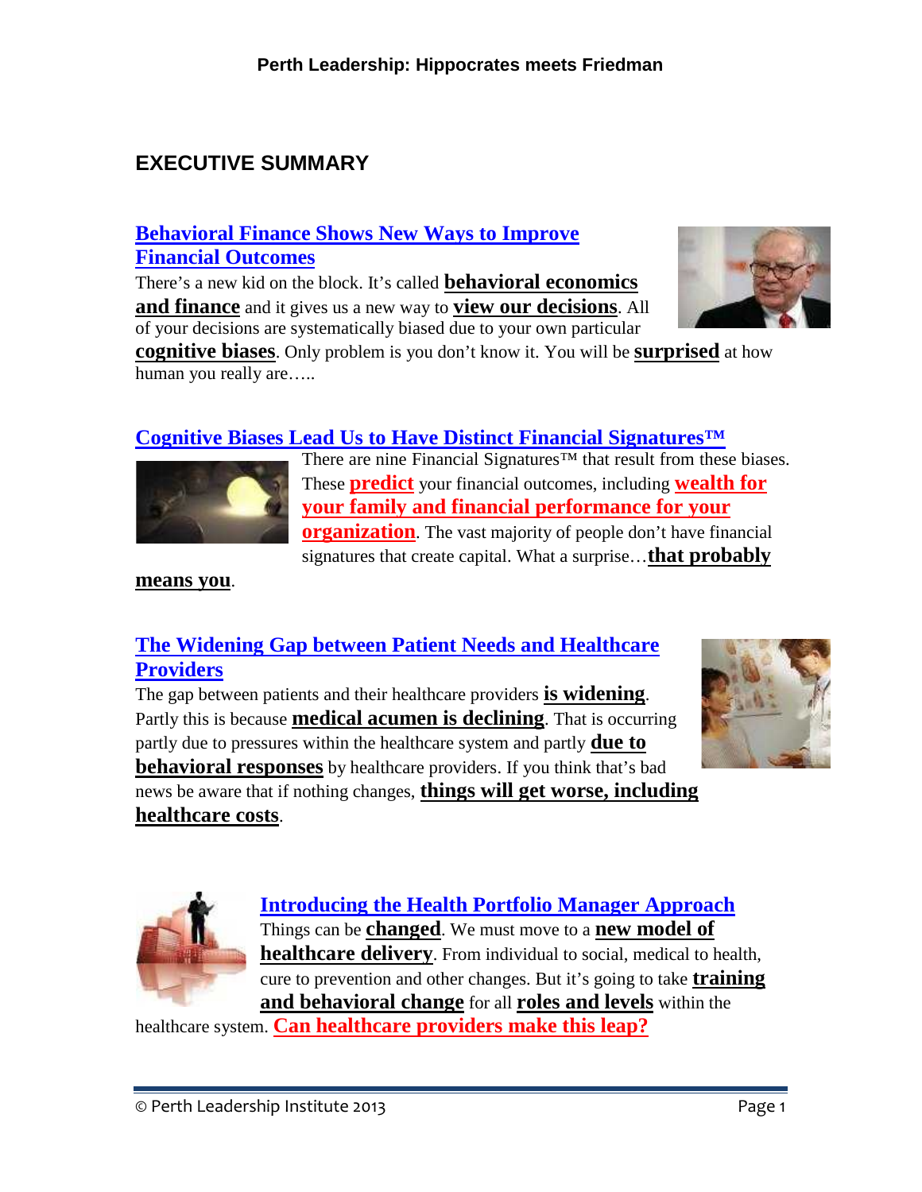# EXECUTIVE SUMMARY

## Behavioral Finance Shows New Ways to Improve Financial Outcomes

There's a new kid on the block. It's called **behavioral economics and finance** and it gives us a new way to **view our decisions**. All of your decisions are systematically biased due to your own particular **cognitive biases**. Only problem is you don't know it. You will be **surprised** at how human you really are…..

## Cognitive Biases Lead Us to Have Distinct Financial Signatures™

There are nine Financial Signatures™ that result from these biases. These **predict** your financial outcomes, including **wealth for your family and financial performance for your organization**. The vast majority of people don't have financial signatures that create capital. What a surprise…**that probably means you**.

## The Widening Gap between Patient Needs and Healthcare Providers

The gap between patients and their healthcare providers **is widening**. Partly this is because **medical acumen is declining**. That is occurring partly due to pressures within the healthcare system and partly **due to behavioral responses** by healthcare providers. If you think that's bad news be aware that if nothing changes, **things will get worse, including healthcare costs**.

## Introducing the Health Portfolio Manager Approach

Things can be **changed**. We must move to a **new model of healthcare delivery**. From individual to social, medical to health, cure to prevention and other changes. But it's going to take **training and behavioral change** for all **roles and levels** within the healthcare system. **Can healthcare providers make this leap?**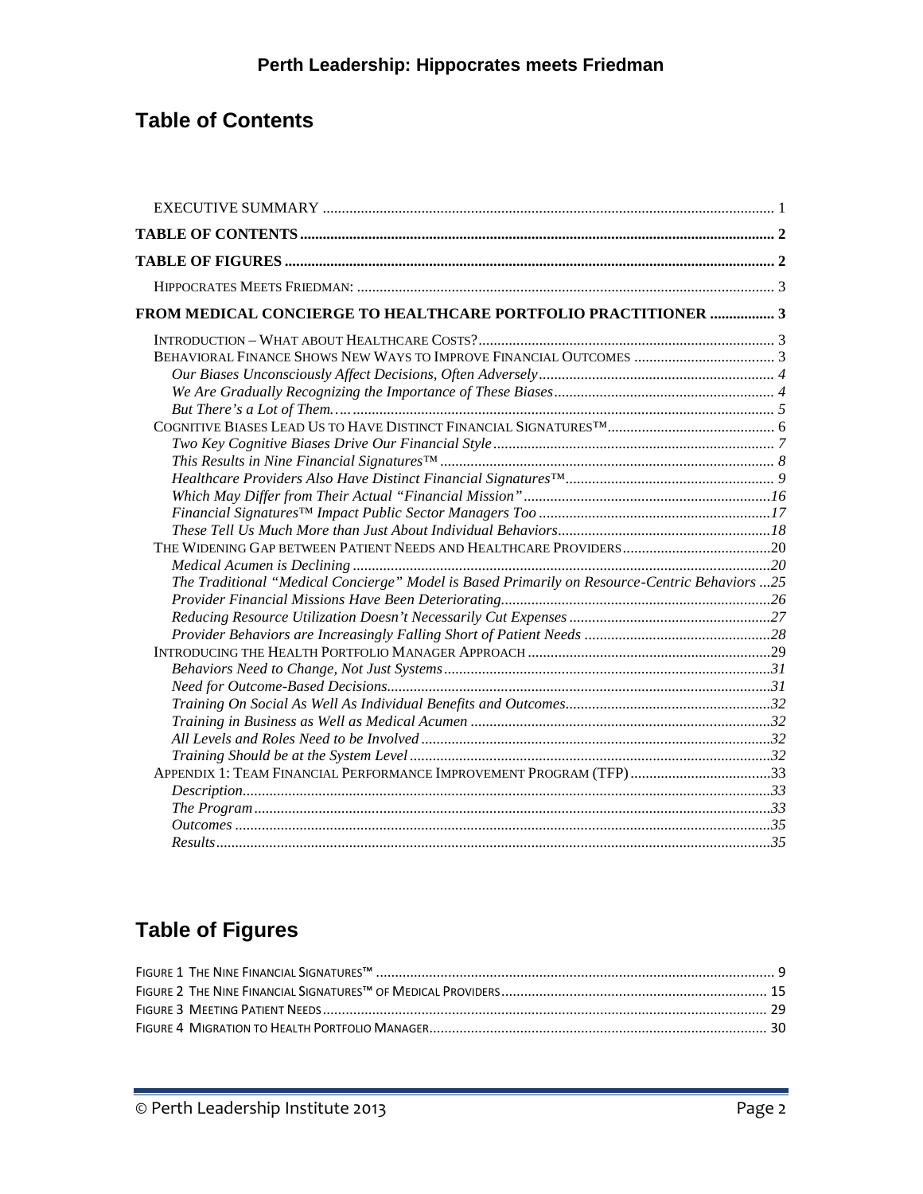## Table of Contents

EXECUTIVE SUMMARY ..... 1

**TABLE OF CONTENTS ..... 2**

**TABLE OF FIGURES ..... 2**

HIPPOCRATES MEETS FRIEDMAN: ..... 3

**FROM MEDICAL CONCIERGE TO HEALTHCARE PORTFOLIO PRACTITIONER ..... 3**

INTRODUCTION – WHAT ABOUT HEALTHCARE COSTS? ..... 3

BEHAVIORAL FINANCE SHOWS NEW WAYS TO IMPROVE FINANCIAL OUTCOMES ..... 3

- *Our Biases Unconsciously Affect Decisions, Often Adversely ..... 4*
- *We Are Gradually Recognizing the Importance of These Biases ..... 4*
- *But There's a Lot of Them….. ..... 5*

COGNITIVE BIASES LEAD US TO HAVE DISTINCT FINANCIAL SIGNATURES™ ..... 6

- *Two Key Cognitive Biases Drive Our Financial Style ..... 7*
- *This Results in Nine Financial Signatures™ ..... 8*
- *Healthcare Providers Also Have Distinct Financial Signatures™ ..... 9*
- *Which May Differ from Their Actual "Financial Mission" ..... 16*
- *Financial Signatures™ Impact Public Sector Managers Too ..... 17*
- *These Tell Us Much More than Just About Individual Behaviors ..... 18*

THE WIDENING GAP BETWEEN PATIENT NEEDS AND HEALTHCARE PROVIDERS ..... 20

- *Medical Acumen is Declining ..... 20*
- *The Traditional "Medical Concierge" Model is Based Primarily on Resource-Centric Behaviors ..... 25*
- *Provider Financial Missions Have Been Deteriorating ..... 26*
- *Reducing Resource Utilization Doesn't Necessarily Cut Expenses ..... 27*
- *Provider Behaviors are Increasingly Falling Short of Patient Needs ..... 28*

INTRODUCING THE HEALTH PORTFOLIO MANAGER APPROACH ..... 29

- *Behaviors Need to Change, Not Just Systems ..... 31*
- *Need for Outcome-Based Decisions ..... 31*
- *Training On Social As Well As Individual Benefits and Outcomes ..... 32*
- *Training in Business as Well as Medical Acumen ..... 32*
- *All Levels and Roles Need to be Involved ..... 32*
- *Training Should be at the System Level ..... 32*

APPENDIX 1: TEAM FINANCIAL PERFORMANCE IMPROVEMENT PROGRAM (TFP) ..... 33

- *Description ..... 33*
- *The Program ..... 33*
- *Outcomes ..... 35*
- *Results ..... 35*

## Table of Figures

FIGURE 1 THE NINE FINANCIAL SIGNATURES™ ..... 9

FIGURE 2 THE NINE FINANCIAL SIGNATURES™ OF MEDICAL PROVIDERS ..... 15

FIGURE 3 MEETING PATIENT NEEDS ..... 29

FIGURE 4 MIGRATION TO HEALTH PORTFOLIO MANAGER ..... 30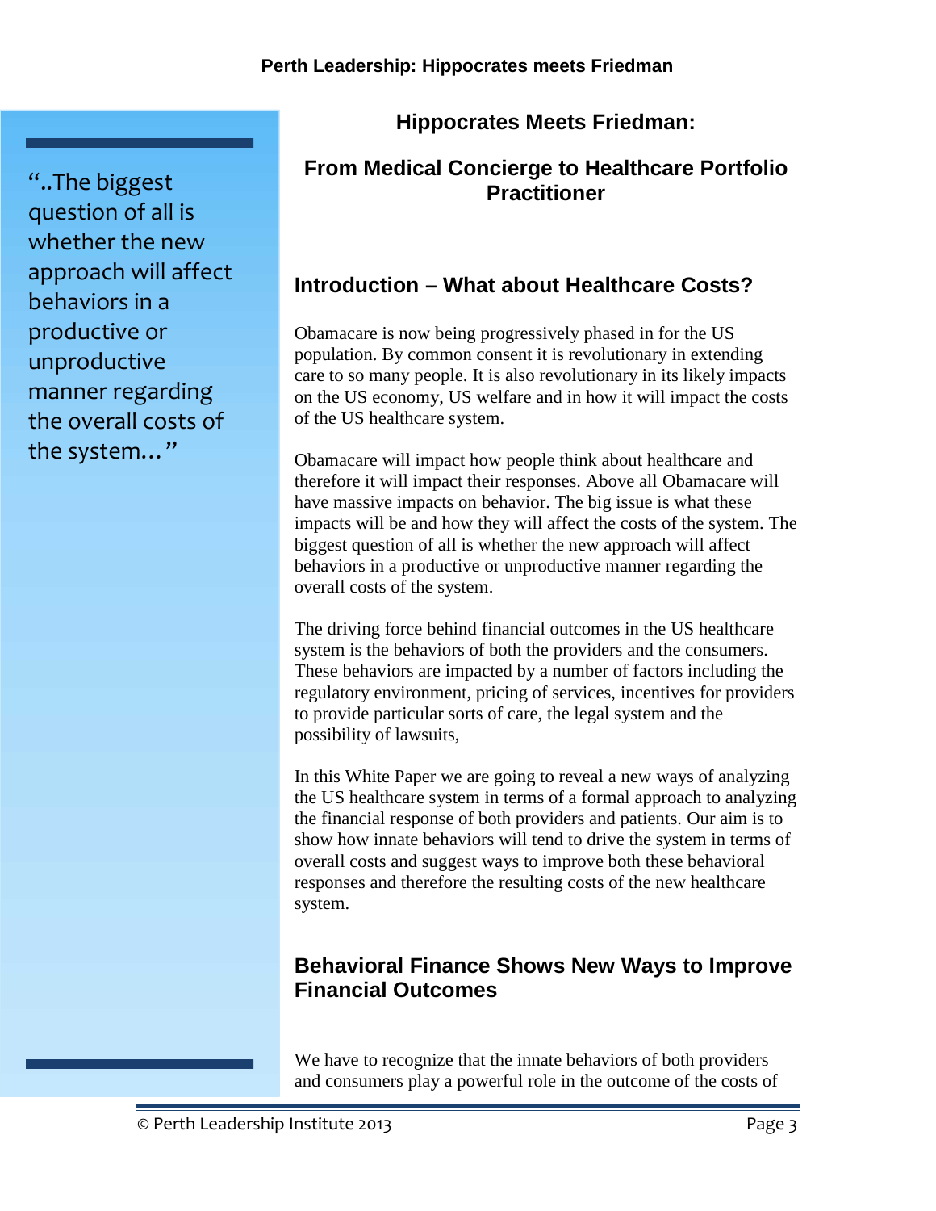> "..The biggest question of all is whether the new approach will affect behaviors in a productive or unproductive manner regarding the overall costs of the system…"

# Hippocrates Meets Friedman:

## From Medical Concierge to Healthcare Portfolio Practitioner

## Introduction – What about Healthcare Costs?

Obamacare is now being progressively phased in for the US population. By common consent it is revolutionary in extending care to so many people. It is also revolutionary in its likely impacts on the US economy, US welfare and in how it will impact the costs of the US healthcare system.

Obamacare will impact how people think about healthcare and therefore it will impact their responses. Above all Obamacare will have massive impacts on behavior. The big issue is what these impacts will be and how they will affect the costs of the system. The biggest question of all is whether the new approach will affect behaviors in a productive or unproductive manner regarding the overall costs of the system.

The driving force behind financial outcomes in the US healthcare system is the behaviors of both the providers and the consumers. These behaviors are impacted by a number of factors including the regulatory environment, pricing of services, incentives for providers to provide particular sorts of care, the legal system and the possibility of lawsuits,

In this White Paper we are going to reveal a new ways of analyzing the US healthcare system in terms of a formal approach to analyzing the financial response of both providers and patients. Our aim is to show how innate behaviors will tend to drive the system in terms of overall costs and suggest ways to improve both these behavioral responses and therefore the resulting costs of the new healthcare system.

## Behavioral Finance Shows New Ways to Improve Financial Outcomes

We have to recognize that the innate behaviors of both providers and consumers play a powerful role in the outcome of the costs of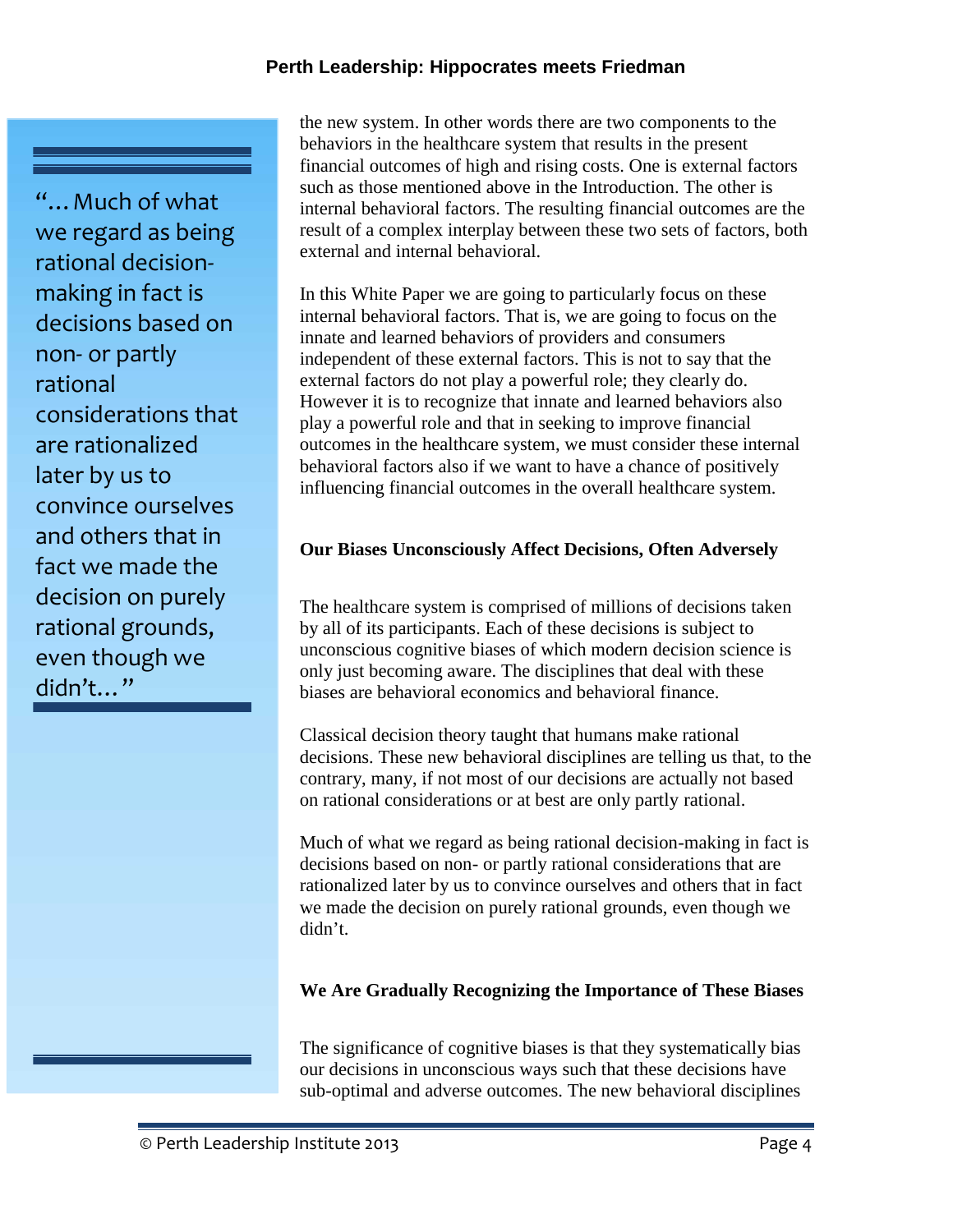"…Much of what we regard as being rational decision-making in fact is decisions based on non- or partly rational considerations that are rationalized later by us to convince ourselves and others that in fact we made the decision on purely rational grounds, even though we didn't…"

the new system. In other words there are two components to the behaviors in the healthcare system that results in the present financial outcomes of high and rising costs. One is external factors such as those mentioned above in the Introduction. The other is internal behavioral factors. The resulting financial outcomes are the result of a complex interplay between these two sets of factors, both external and internal behavioral.

In this White Paper we are going to particularly focus on these internal behavioral factors. That is, we are going to focus on the innate and learned behaviors of providers and consumers independent of these external factors. This is not to say that the external factors do not play a powerful role; they clearly do. However it is to recognize that innate and learned behaviors also play a powerful role and that in seeking to improve financial outcomes in the healthcare system, we must consider these internal behavioral factors also if we want to have a chance of positively influencing financial outcomes in the overall healthcare system.

**Our Biases Unconsciously Affect Decisions, Often Adversely**

The healthcare system is comprised of millions of decisions taken by all of its participants. Each of these decisions is subject to unconscious cognitive biases of which modern decision science is only just becoming aware. The disciplines that deal with these biases are behavioral economics and behavioral finance.

Classical decision theory taught that humans make rational decisions. These new behavioral disciplines are telling us that, to the contrary, many, if not most of our decisions are actually not based on rational considerations or at best are only partly rational.

Much of what we regard as being rational decision-making in fact is decisions based on non- or partly rational considerations that are rationalized later by us to convince ourselves and others that in fact we made the decision on purely rational grounds, even though we didn't.

**We Are Gradually Recognizing the Importance of These Biases**

The significance of cognitive biases is that they systematically bias our decisions in unconscious ways such that these decisions have sub-optimal and adverse outcomes. The new behavioral disciplines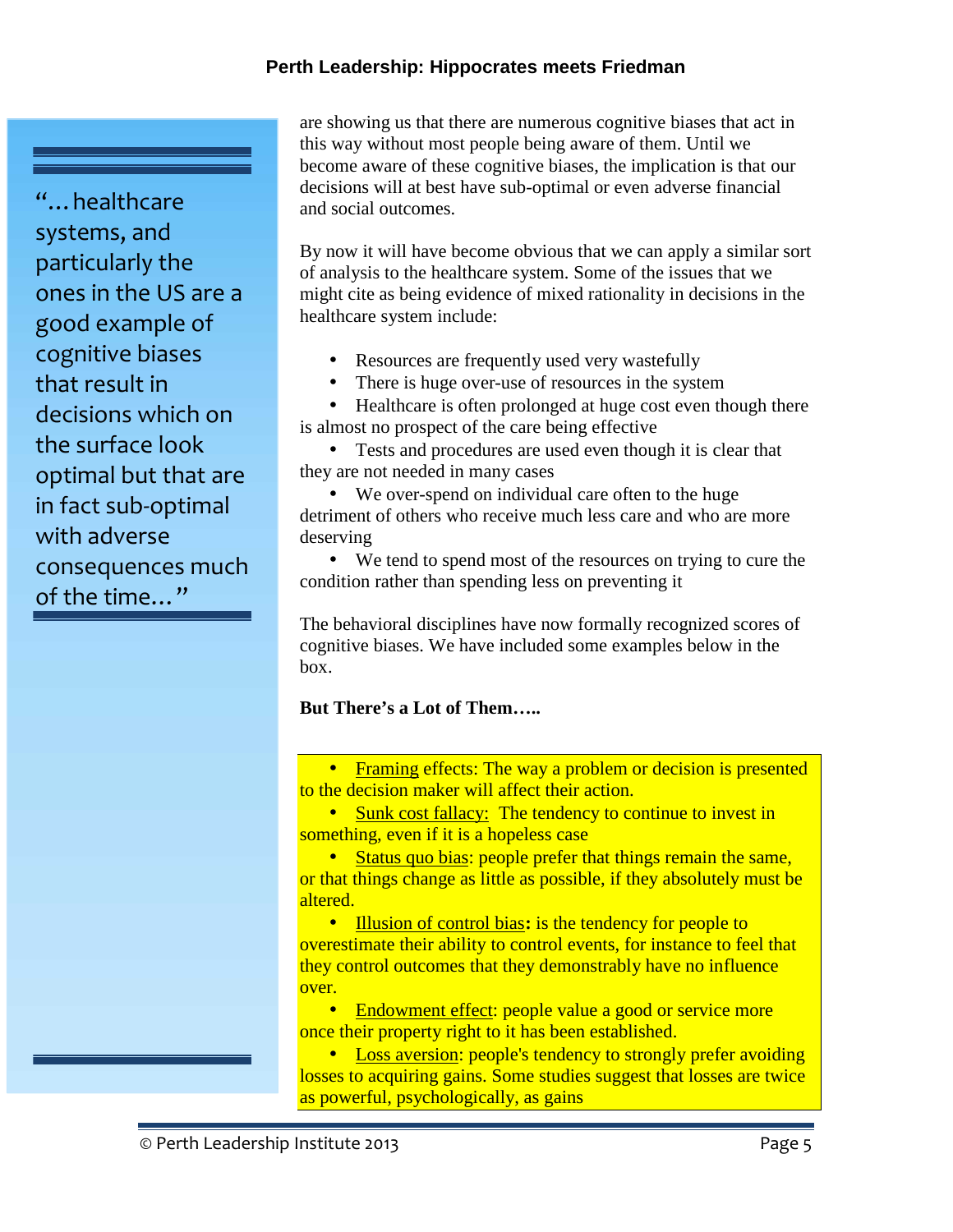> "…healthcare systems, and particularly the ones in the US are a good example of cognitive biases that result in decisions which on the surface look optimal but that are in fact sub-optimal with adverse consequences much of the time…"

are showing us that there are numerous cognitive biases that act in this way without most people being aware of them. Until we become aware of these cognitive biases, the implication is that our decisions will at best have sub-optimal or even adverse financial and social outcomes.

By now it will have become obvious that we can apply a similar sort of analysis to the healthcare system. Some of the issues that we might cite as being evidence of mixed rationality in decisions in the healthcare system include:

- Resources are frequently used very wastefully
- There is huge over-use of resources in the system
- Healthcare is often prolonged at huge cost even though there is almost no prospect of the care being effective
- Tests and procedures are used even though it is clear that they are not needed in many cases
- We over-spend on individual care often to the huge detriment of others who receive much less care and who are more deserving
- We tend to spend most of the resources on trying to cure the condition rather than spending less on preventing it

The behavioral disciplines have now formally recognized scores of cognitive biases. We have included some examples below in the box.

**But There's a Lot of Them…..**

- Framing effects: The way a problem or decision is presented to the decision maker will affect their action.
- Sunk cost fallacy: The tendency to continue to invest in something, even if it is a hopeless case
- Status quo bias: people prefer that things remain the same, or that things change as little as possible, if they absolutely must be altered.
- Illusion of control bias**:** is the tendency for people to overestimate their ability to control events, for instance to feel that they control outcomes that they demonstrably have no influence over.
- Endowment effect: people value a good or service more once their property right to it has been established.
- Loss aversion: people's tendency to strongly prefer avoiding losses to acquiring gains. Some studies suggest that losses are twice as powerful, psychologically, as gains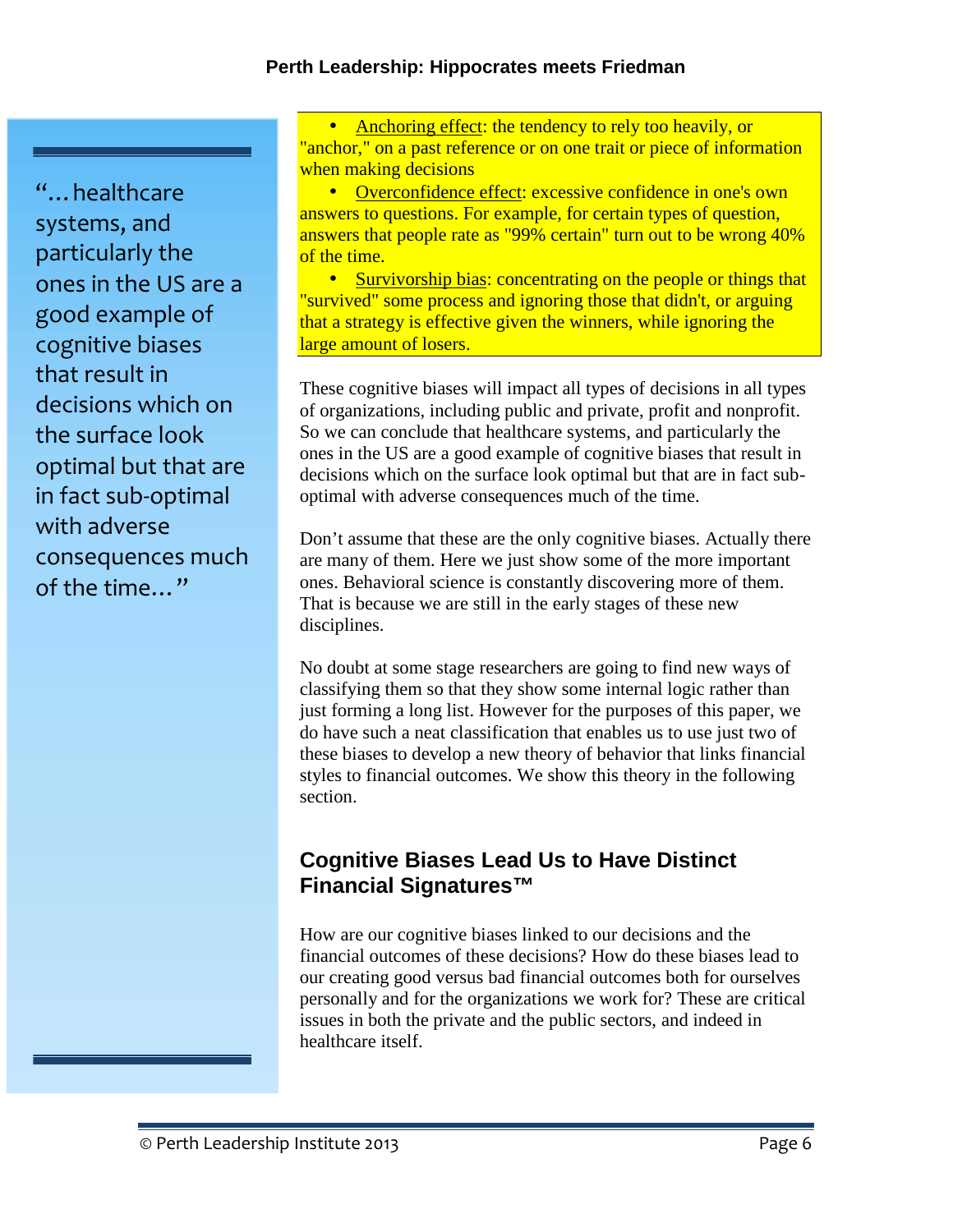> "…healthcare systems, and particularly the ones in the US are a good example of cognitive biases that result in decisions which on the surface look optimal but that are in fact sub-optimal with adverse consequences much of the time…"

- Anchoring effect: the tendency to rely too heavily, or "anchor," on a past reference or on one trait or piece of information when making decisions
- Overconfidence effect: excessive confidence in one's own answers to questions. For example, for certain types of question, answers that people rate as "99% certain" turn out to be wrong 40% of the time.
- Survivorship bias: concentrating on the people or things that "survived" some process and ignoring those that didn't, or arguing that a strategy is effective given the winners, while ignoring the large amount of losers.

These cognitive biases will impact all types of decisions in all types of organizations, including public and private, profit and nonprofit. So we can conclude that healthcare systems, and particularly the ones in the US are a good example of cognitive biases that result in decisions which on the surface look optimal but that are in fact sub-optimal with adverse consequences much of the time.

Don't assume that these are the only cognitive biases. Actually there are many of them. Here we just show some of the more important ones. Behavioral science is constantly discovering more of them. That is because we are still in the early stages of these new disciplines.

No doubt at some stage researchers are going to find new ways of classifying them so that they show some internal logic rather than just forming a long list. However for the purposes of this paper, we do have such a neat classification that enables us to use just two of these biases to develop a new theory of behavior that links financial styles to financial outcomes. We show this theory in the following section.

## Cognitive Biases Lead Us to Have Distinct Financial Signatures™

How are our cognitive biases linked to our decisions and the financial outcomes of these decisions? How do these biases lead to our creating good versus bad financial outcomes both for ourselves personally and for the organizations we work for? These are critical issues in both the private and the public sectors, and indeed in healthcare itself.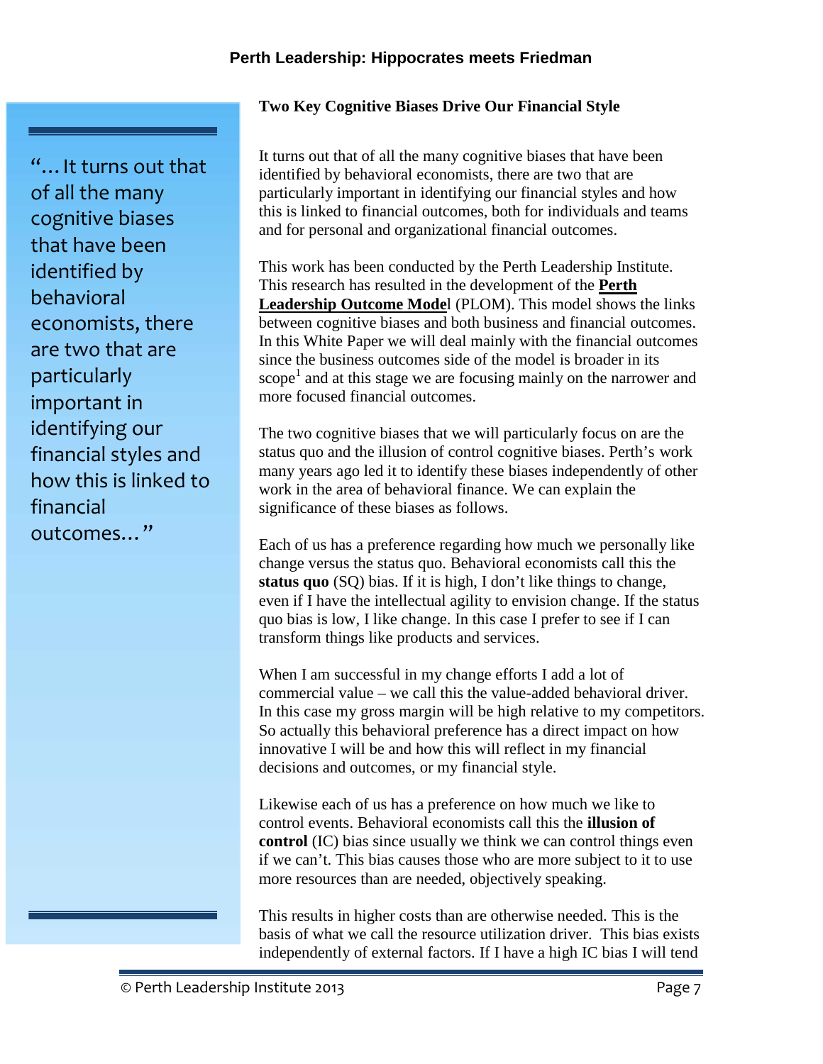> "… It turns out that of all the many cognitive biases that have been identified by behavioral economists, there are two that are particularly important in identifying our financial styles and how this is linked to financial outcomes…"

### Two Key Cognitive Biases Drive Our Financial Style

It turns out that of all the many cognitive biases that have been identified by behavioral economists, there are two that are particularly important in identifying our financial styles and how this is linked to financial outcomes, both for individuals and teams and for personal and organizational financial outcomes.

This work has been conducted by the Perth Leadership Institute. This research has resulted in the development of the **Perth Leadership Outcome Model** (PLOM). This model shows the links between cognitive biases and both business and financial outcomes. In this White Paper we will deal mainly with the financial outcomes since the business outcomes side of the model is broader in its scope[1] and at this stage we are focusing mainly on the narrower and more focused financial outcomes.

The two cognitive biases that we will particularly focus on are the status quo and the illusion of control cognitive biases. Perth's work many years ago led it to identify these biases independently of other work in the area of behavioral finance. We can explain the significance of these biases as follows.

Each of us has a preference regarding how much we personally like change versus the status quo. Behavioral economists call this the **status quo** (SQ) bias. If it is high, I don't like things to change, even if I have the intellectual agility to envision change. If the status quo bias is low, I like change. In this case I prefer to see if I can transform things like products and services.

When I am successful in my change efforts I add a lot of commercial value – we call this the value-added behavioral driver. In this case my gross margin will be high relative to my competitors. So actually this behavioral preference has a direct impact on how innovative I will be and how this will reflect in my financial decisions and outcomes, or my financial style.

Likewise each of us has a preference on how much we like to control events. Behavioral economists call this the **illusion of control** (IC) bias since usually we think we can control things even if we can't. This bias causes those who are more subject to it to use more resources than are needed, objectively speaking.

This results in higher costs than are otherwise needed. This is the basis of what we call the resource utilization driver. This bias exists independently of external factors. If I have a high IC bias I will tend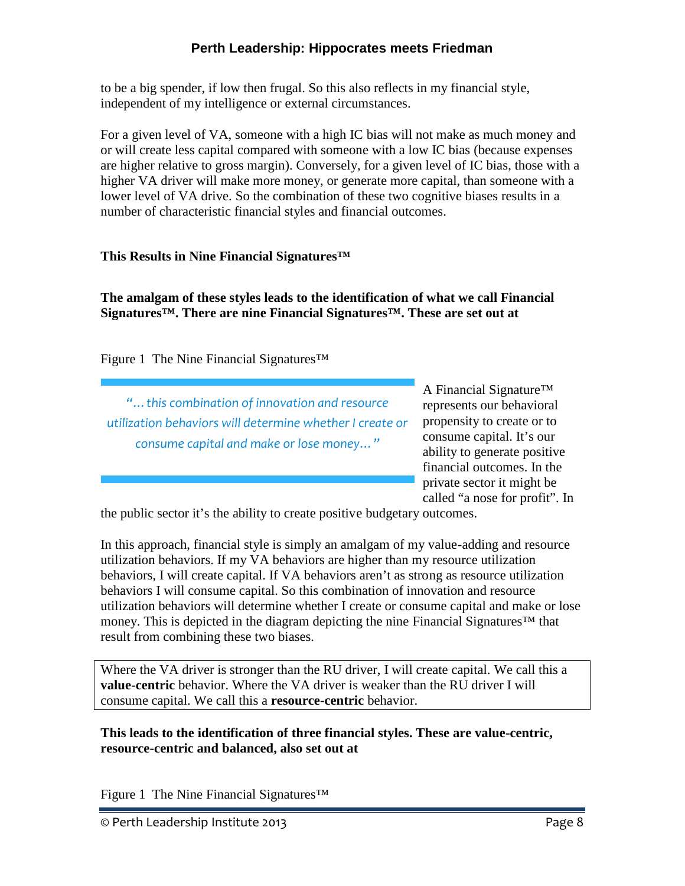to be a big spender, if low then frugal. So this also reflects in my financial style, independent of my intelligence or external circumstances.

For a given level of VA, someone with a high IC bias will not make as much money and or will create less capital compared with someone with a low IC bias (because expenses are higher relative to gross margin). Conversely, for a given level of IC bias, those with a higher VA driver will make more money, or generate more capital, than someone with a lower level of VA drive. So the combination of these two cognitive biases results in a number of characteristic financial styles and financial outcomes.

**This Results in Nine Financial Signatures™**

**The amalgam of these styles leads to the identification of what we call Financial Signatures™. There are nine Financial Signatures™. These are set out at**

Figure 1 The Nine Financial Signatures™

> *"…this combination of innovation and resource utilization behaviors will determine whether I create or consume capital and make or lose money…"*

A Financial Signature™ represents our behavioral propensity to create or to consume capital. It's our ability to generate positive financial outcomes. In the private sector it might be called "a nose for profit". In the public sector it's the ability to create positive budgetary outcomes.

In this approach, financial style is simply an amalgam of my value-adding and resource utilization behaviors. If my VA behaviors are higher than my resource utilization behaviors, I will create capital. If VA behaviors aren't as strong as resource utilization behaviors I will consume capital. So this combination of innovation and resource utilization behaviors will determine whether I create or consume capital and make or lose money. This is depicted in the diagram depicting the nine Financial Signatures™ that result from combining these two biases.

Where the VA driver is stronger than the RU driver, I will create capital. We call this a **value-centric** behavior. Where the VA driver is weaker than the RU driver I will consume capital. We call this a **resource-centric** behavior.

**This leads to the identification of three financial styles. These are value-centric, resource-centric and balanced, also set out at**

Figure 1 The Nine Financial Signatures™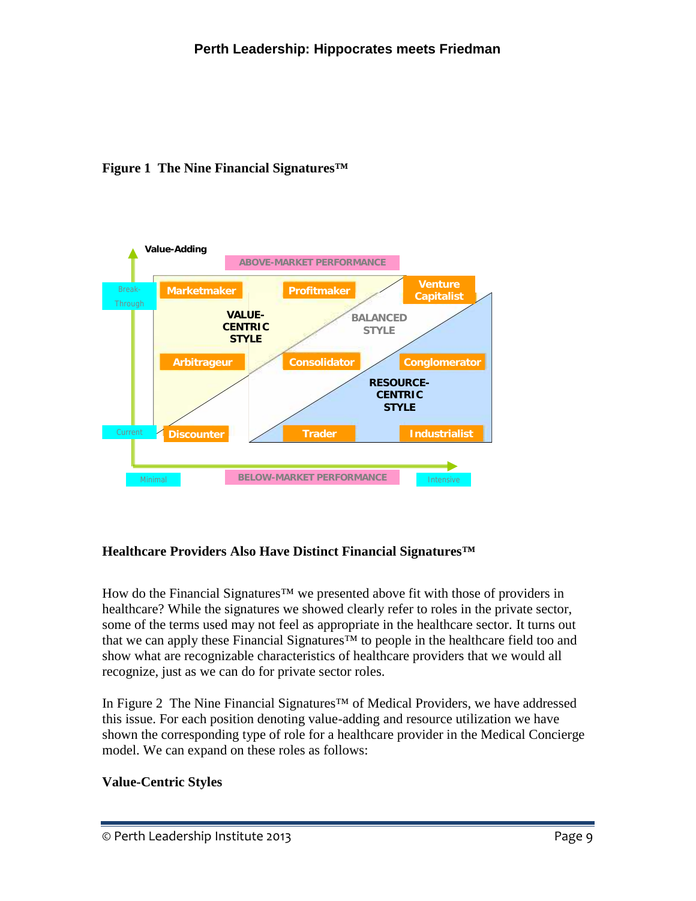**Figure 1 The Nine Financial Signatures™**

Value-Adding

ABOVE-MARKET PERFORMANCE

Break-Through

Marketmaker | Profitmaker | Venture Capitalist

VALUE-CENTRIC STYLE

BALANCED STYLE

Arbitrageur | Consolidator | Conglomerator

RESOURCE-CENTRIC STYLE

Current

Discounter | Trader | Industrialist

Minimal | BELOW-MARKET PERFORMANCE | Intensive

## Healthcare Providers Also Have Distinct Financial Signatures™

How do the Financial Signatures™ we presented above fit with those of providers in healthcare? While the signatures we showed clearly refer to roles in the private sector, some of the terms used may not feel as appropriate in the healthcare sector. It turns out that we can apply these Financial Signatures™ to people in the healthcare field too and show what are recognizable characteristics of healthcare providers that we would all recognize, just as we can do for private sector roles.

In Figure 2 The Nine Financial Signatures™ of Medical Providers, we have addressed this issue. For each position denoting value-adding and resource utilization we have shown the corresponding type of role for a healthcare provider in the Medical Concierge model. We can expand on these roles as follows:

### Value-Centric Styles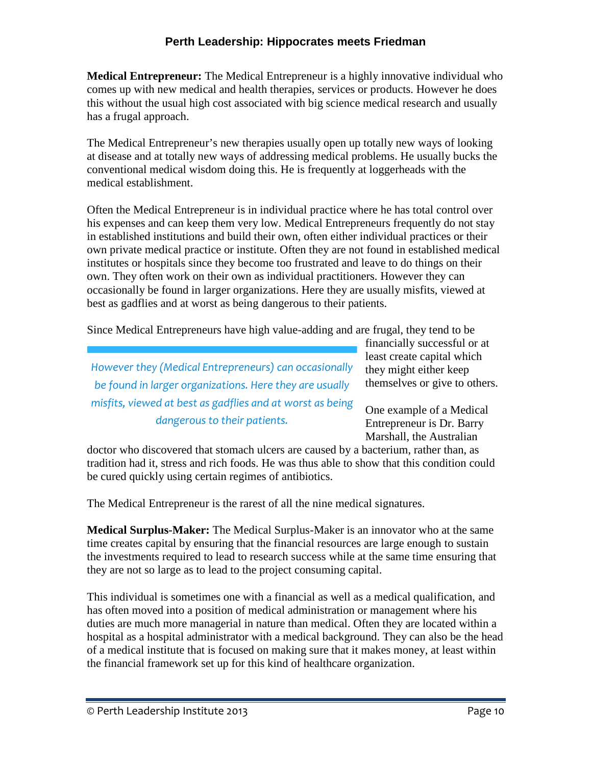**Medical Entrepreneur:** The Medical Entrepreneur is a highly innovative individual who comes up with new medical and health therapies, services or products. However he does this without the usual high cost associated with big science medical research and usually has a frugal approach.

The Medical Entrepreneur's new therapies usually open up totally new ways of looking at disease and at totally new ways of addressing medical problems. He usually bucks the conventional medical wisdom doing this. He is frequently at loggerheads with the medical establishment.

Often the Medical Entrepreneur is in individual practice where he has total control over his expenses and can keep them very low. Medical Entrepreneurs frequently do not stay in established institutions and build their own, often either individual practices or their own private medical practice or institute. Often they are not found in established medical institutes or hospitals since they become too frustrated and leave to do things on their own. They often work on their own as individual practitioners. However they can occasionally be found in larger organizations. Here they are usually misfits, viewed at best as gadflies and at worst as being dangerous to their patients.

Since Medical Entrepreneurs have high value-adding and are frugal, they tend to be financially successful or at least create capital which they might either keep themselves or give to others.

> *However they (Medical Entrepreneurs) can occasionally be found in larger organizations. Here they are usually misfits, viewed at best as gadflies and at worst as being dangerous to their patients.*

One example of a Medical Entrepreneur is Dr. Barry Marshall, the Australian doctor who discovered that stomach ulcers are caused by a bacterium, rather than, as tradition had it, stress and rich foods. He was thus able to show that this condition could be cured quickly using certain regimes of antibiotics.

The Medical Entrepreneur is the rarest of all the nine medical signatures.

**Medical Surplus-Maker:** The Medical Surplus-Maker is an innovator who at the same time creates capital by ensuring that the financial resources are large enough to sustain the investments required to lead to research success while at the same time ensuring that they are not so large as to lead to the project consuming capital.

This individual is sometimes one with a financial as well as a medical qualification, and has often moved into a position of medical administration or management where his duties are much more managerial in nature than medical. Often they are located within a hospital as a hospital administrator with a medical background. They can also be the head of a medical institute that is focused on making sure that it makes money, at least within the financial framework set up for this kind of healthcare organization.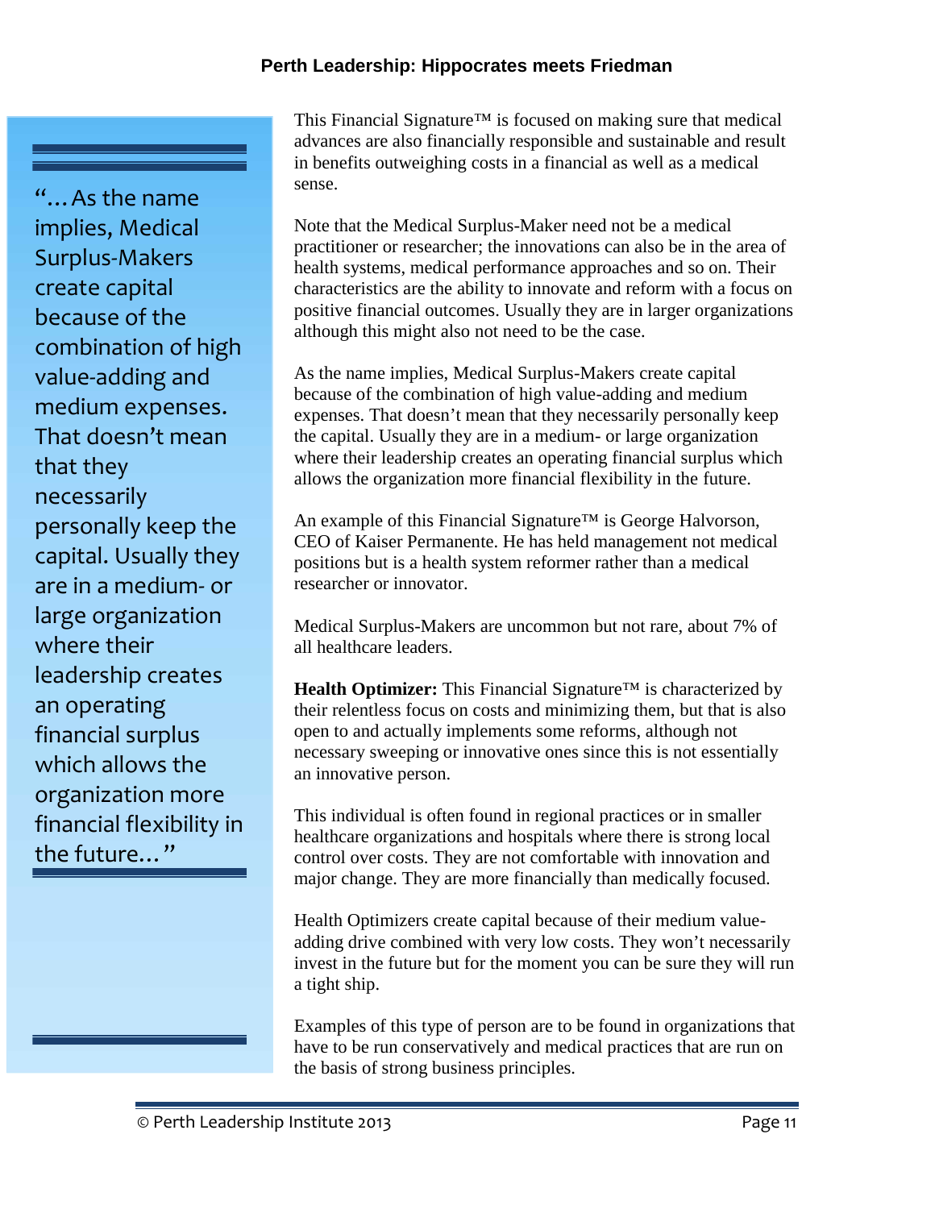> "…As the name implies, Medical Surplus-Makers create capital because of the combination of high value-adding and medium expenses. That doesn't mean that they necessarily personally keep the capital. Usually they are in a medium- or large organization where their leadership creates an operating financial surplus which allows the organization more financial flexibility in the future…"

This Financial Signature™ is focused on making sure that medical advances are also financially responsible and sustainable and result in benefits outweighing costs in a financial as well as a medical sense.

Note that the Medical Surplus-Maker need not be a medical practitioner or researcher; the innovations can also be in the area of health systems, medical performance approaches and so on. Their characteristics are the ability to innovate and reform with a focus on positive financial outcomes. Usually they are in larger organizations although this might also not need to be the case.

As the name implies, Medical Surplus-Makers create capital because of the combination of high value-adding and medium expenses. That doesn't mean that they necessarily personally keep the capital. Usually they are in a medium- or large organization where their leadership creates an operating financial surplus which allows the organization more financial flexibility in the future.

An example of this Financial Signature™ is George Halvorson, CEO of Kaiser Permanente. He has held management not medical positions but is a health system reformer rather than a medical researcher or innovator.

Medical Surplus-Makers are uncommon but not rare, about 7% of all healthcare leaders.

**Health Optimizer:** This Financial Signature™ is characterized by their relentless focus on costs and minimizing them, but that is also open to and actually implements some reforms, although not necessary sweeping or innovative ones since this is not essentially an innovative person.

This individual is often found in regional practices or in smaller healthcare organizations and hospitals where there is strong local control over costs. They are not comfortable with innovation and major change. They are more financially than medically focused.

Health Optimizers create capital because of their medium value-adding drive combined with very low costs. They won't necessarily invest in the future but for the moment you can be sure they will run a tight ship.

Examples of this type of person are to be found in organizations that have to be run conservatively and medical practices that are run on the basis of strong business principles.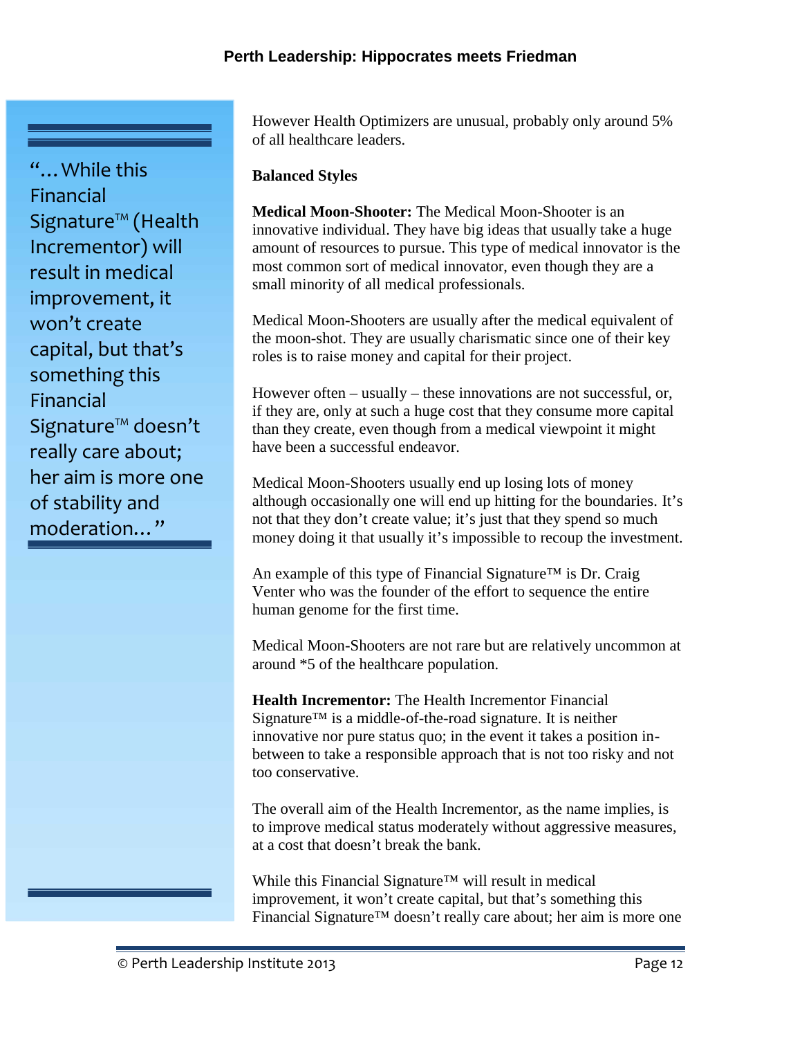> "…While this Financial Signature™ (Health Incrementor) will result in medical improvement, it won't create capital, but that's something this Financial Signature™ doesn't really care about; her aim is more one of stability and moderation…"

However Health Optimizers are unusual, probably only around 5% of all healthcare leaders.

**Balanced Styles**

**Medical Moon-Shooter:** The Medical Moon-Shooter is an innovative individual. They have big ideas that usually take a huge amount of resources to pursue. This type of medical innovator is the most common sort of medical innovator, even though they are a small minority of all medical professionals.

Medical Moon-Shooters are usually after the medical equivalent of the moon-shot. They are usually charismatic since one of their key roles is to raise money and capital for their project.

However often – usually – these innovations are not successful, or, if they are, only at such a huge cost that they consume more capital than they create, even though from a medical viewpoint it might have been a successful endeavor.

Medical Moon-Shooters usually end up losing lots of money although occasionally one will end up hitting for the boundaries. It's not that they don't create value; it's just that they spend so much money doing it that usually it's impossible to recoup the investment.

An example of this type of Financial Signature™ is Dr. Craig Venter who was the founder of the effort to sequence the entire human genome for the first time.

Medical Moon-Shooters are not rare but are relatively uncommon at around *5 of the healthcare population.

**Health Incrementor:** The Health Incrementor Financial Signature™ is a middle-of-the-road signature. It is neither innovative nor pure status quo; in the event it takes a position in-between to take a responsible approach that is not too risky and not too conservative.

The overall aim of the Health Incrementor, as the name implies, is to improve medical status moderately without aggressive measures, at a cost that doesn't break the bank.

While this Financial Signature™ will result in medical improvement, it won't create capital, but that's something this Financial Signature™ doesn't really care about; her aim is more one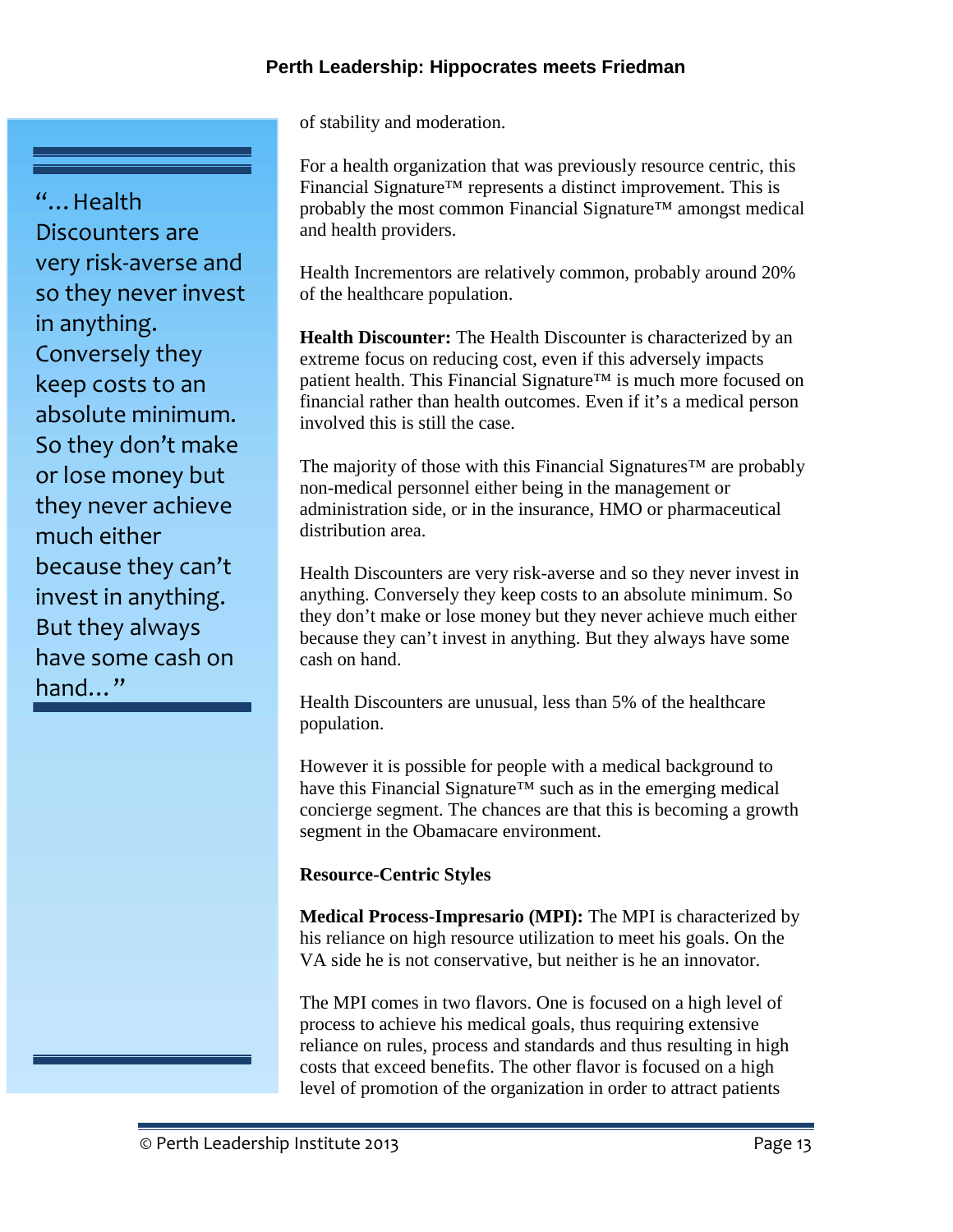> "…Health Discounters are very risk-averse and so they never invest in anything. Conversely they keep costs to an absolute minimum. So they don't make or lose money but they never achieve much either because they can't invest in anything. But they always have some cash on hand…"

of stability and moderation.

For a health organization that was previously resource centric, this Financial Signature™ represents a distinct improvement. This is probably the most common Financial Signature™ amongst medical and health providers.

Health Incrementors are relatively common, probably around 20% of the healthcare population.

**Health Discounter:** The Health Discounter is characterized by an extreme focus on reducing cost, even if this adversely impacts patient health. This Financial Signature™ is much more focused on financial rather than health outcomes. Even if it's a medical person involved this is still the case.

The majority of those with this Financial Signatures™ are probably non-medical personnel either being in the management or administration side, or in the insurance, HMO or pharmaceutical distribution area.

Health Discounters are very risk-averse and so they never invest in anything. Conversely they keep costs to an absolute minimum. So they don't make or lose money but they never achieve much either because they can't invest in anything. But they always have some cash on hand.

Health Discounters are unusual, less than 5% of the healthcare population.

However it is possible for people with a medical background to have this Financial Signature™ such as in the emerging medical concierge segment. The chances are that this is becoming a growth segment in the Obamacare environment.

**Resource-Centric Styles**

**Medical Process-Impresario (MPI):** The MPI is characterized by his reliance on high resource utilization to meet his goals. On the VA side he is not conservative, but neither is he an innovator.

The MPI comes in two flavors. One is focused on a high level of process to achieve his medical goals, thus requiring extensive reliance on rules, process and standards and thus resulting in high costs that exceed benefits. The other flavor is focused on a high level of promotion of the organization in order to attract patients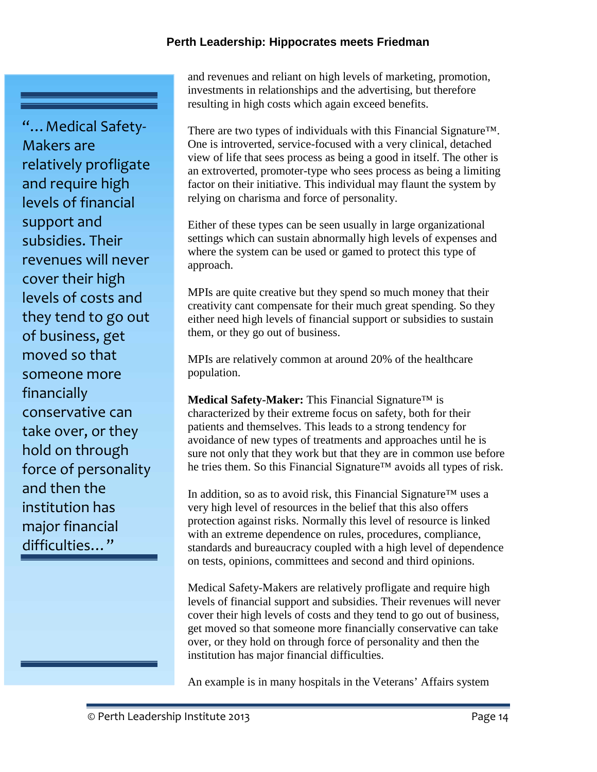> "…Medical Safety-Makers are relatively profligate and require high levels of financial support and subsidies. Their revenues will never cover their high levels of costs and they tend to go out of business, get moved so that someone more financially conservative can take over, or they hold on through force of personality and then the institution has major financial difficulties…"

and revenues and reliant on high levels of marketing, promotion, investments in relationships and the advertising, but therefore resulting in high costs which again exceed benefits.

There are two types of individuals with this Financial Signature™. One is introverted, service-focused with a very clinical, detached view of life that sees process as being a good in itself. The other is an extroverted, promoter-type who sees process as being a limiting factor on their initiative. This individual may flaunt the system by relying on charisma and force of personality.

Either of these types can be seen usually in large organizational settings which can sustain abnormally high levels of expenses and where the system can be used or gamed to protect this type of approach.

MPIs are quite creative but they spend so much money that their creativity cant compensate for their much great spending. So they either need high levels of financial support or subsidies to sustain them, or they go out of business.

MPIs are relatively common at around 20% of the healthcare population.

**Medical Safety-Maker:** This Financial Signature™ is characterized by their extreme focus on safety, both for their patients and themselves. This leads to a strong tendency for avoidance of new types of treatments and approaches until he is sure not only that they work but that they are in common use before he tries them. So this Financial Signature™ avoids all types of risk.

In addition, so as to avoid risk, this Financial Signature™ uses a very high level of resources in the belief that this also offers protection against risks. Normally this level of resource is linked with an extreme dependence on rules, procedures, compliance, standards and bureaucracy coupled with a high level of dependence on tests, opinions, committees and second and third opinions.

Medical Safety-Makers are relatively profligate and require high levels of financial support and subsidies. Their revenues will never cover their high levels of costs and they tend to go out of business, get moved so that someone more financially conservative can take over, or they hold on through force of personality and then the institution has major financial difficulties.

An example is in many hospitals in the Veterans' Affairs system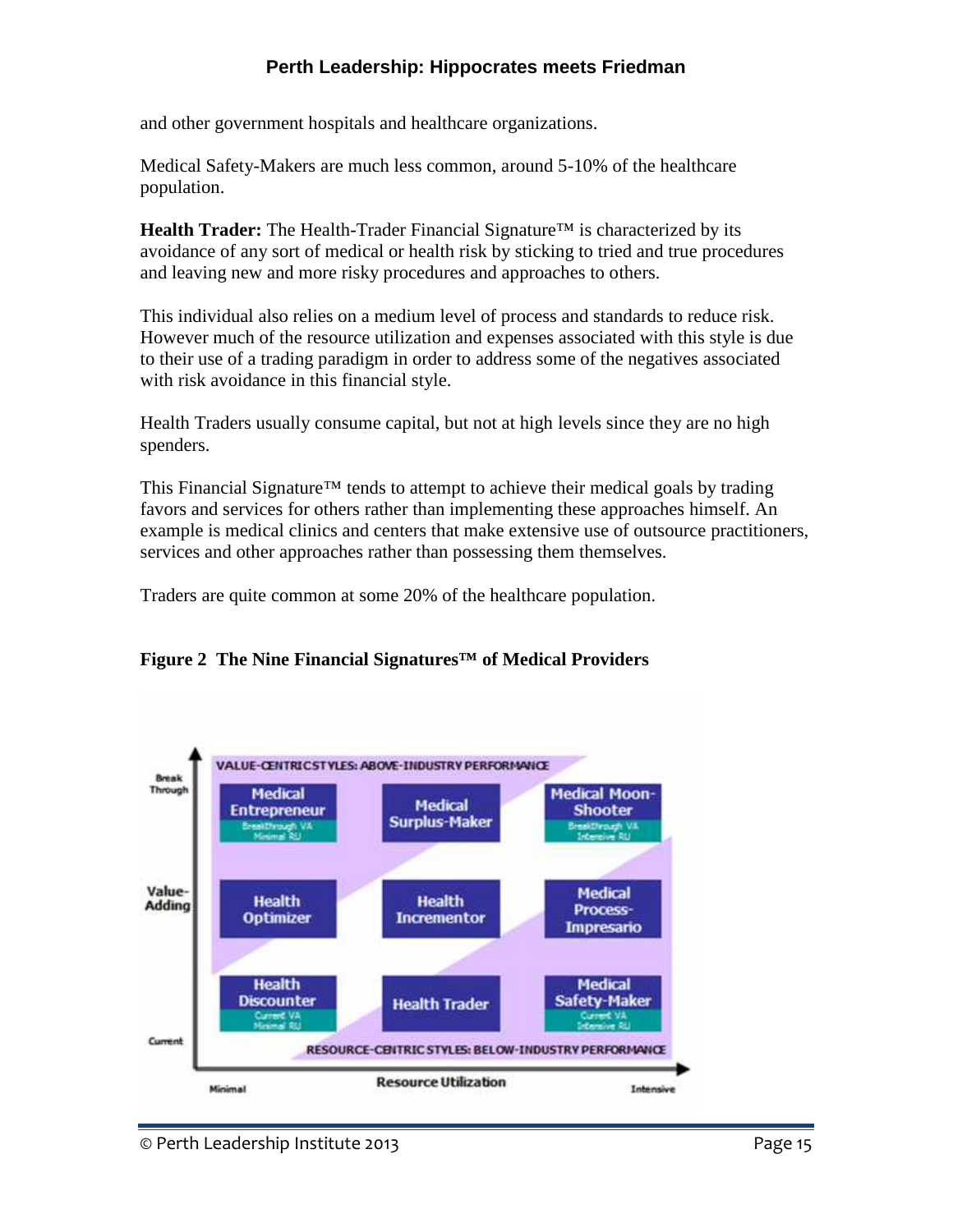and other government hospitals and healthcare organizations.

Medical Safety-Makers are much less common, around 5-10% of the healthcare population.

**Health Trader:** The Health-Trader Financial Signature™ is characterized by its avoidance of any sort of medical or health risk by sticking to tried and true procedures and leaving new and more risky procedures and approaches to others.

This individual also relies on a medium level of process and standards to reduce risk. However much of the resource utilization and expenses associated with this style is due to their use of a trading paradigm in order to address some of the negatives associated with risk avoidance in this financial style.

Health Traders usually consume capital, but not at high levels since they are no high spenders.

This Financial Signature™ tends to attempt to achieve their medical goals by trading favors and services for others rather than implementing these approaches himself. An example is medical clinics and centers that make extensive use of outsource practitioners, services and other approaches rather than possessing them themselves.

Traders are quite common at some 20% of the healthcare population.

**Figure 2 The Nine Financial Signatures™ of Medical Providers**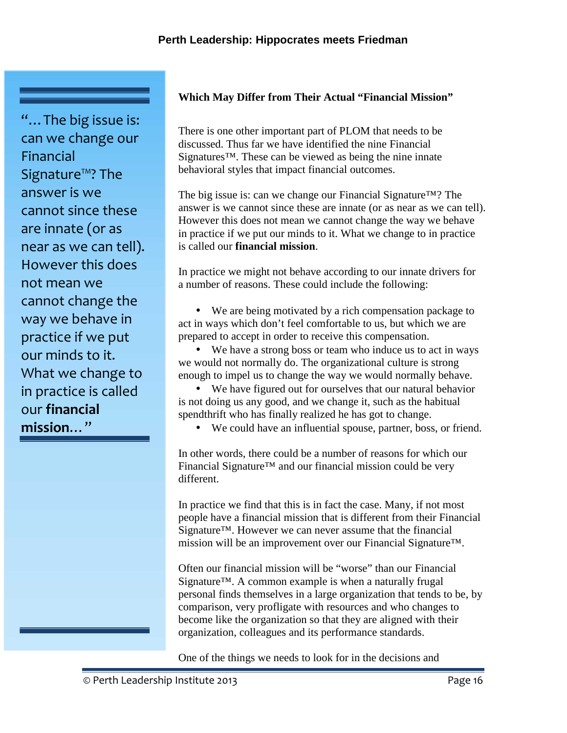> "…The big issue is: can we change our Financial Signature™? The answer is we cannot since these are innate (or as near as we can tell). However this does not mean we cannot change the way we behave in practice if we put our minds to it. What we change to in practice is called our **financial mission**…"

**Which May Differ from Their Actual "Financial Mission"**

There is one other important part of PLOM that needs to be discussed. Thus far we have identified the nine Financial Signatures™. These can be viewed as being the nine innate behavioral styles that impact financial outcomes.

The big issue is: can we change our Financial Signature™? The answer is we cannot since these are innate (or as near as we can tell). However this does not mean we cannot change the way we behave in practice if we put our minds to it. What we change to in practice is called our **financial mission**.

In practice we might not behave according to our innate drivers for a number of reasons. These could include the following:

- We are being motivated by a rich compensation package to act in ways which don't feel comfortable to us, but which we are prepared to accept in order to receive this compensation.
- We have a strong boss or team who induce us to act in ways we would not normally do. The organizational culture is strong enough to impel us to change the way we would normally behave.
- We have figured out for ourselves that our natural behavior is not doing us any good, and we change it, such as the habitual spendthrift who has finally realized he has got to change.
- We could have an influential spouse, partner, boss, or friend.

In other words, there could be a number of reasons for which our Financial Signature™ and our financial mission could be very different.

In practice we find that this is in fact the case. Many, if not most people have a financial mission that is different from their Financial Signature™. However we can never assume that the financial mission will be an improvement over our Financial Signature™.

Often our financial mission will be "worse" than our Financial Signature™. A common example is when a naturally frugal personal finds themselves in a large organization that tends to be, by comparison, very profligate with resources and who changes to become like the organization so that they are aligned with their organization, colleagues and its performance standards.

One of the things we needs to look for in the decisions and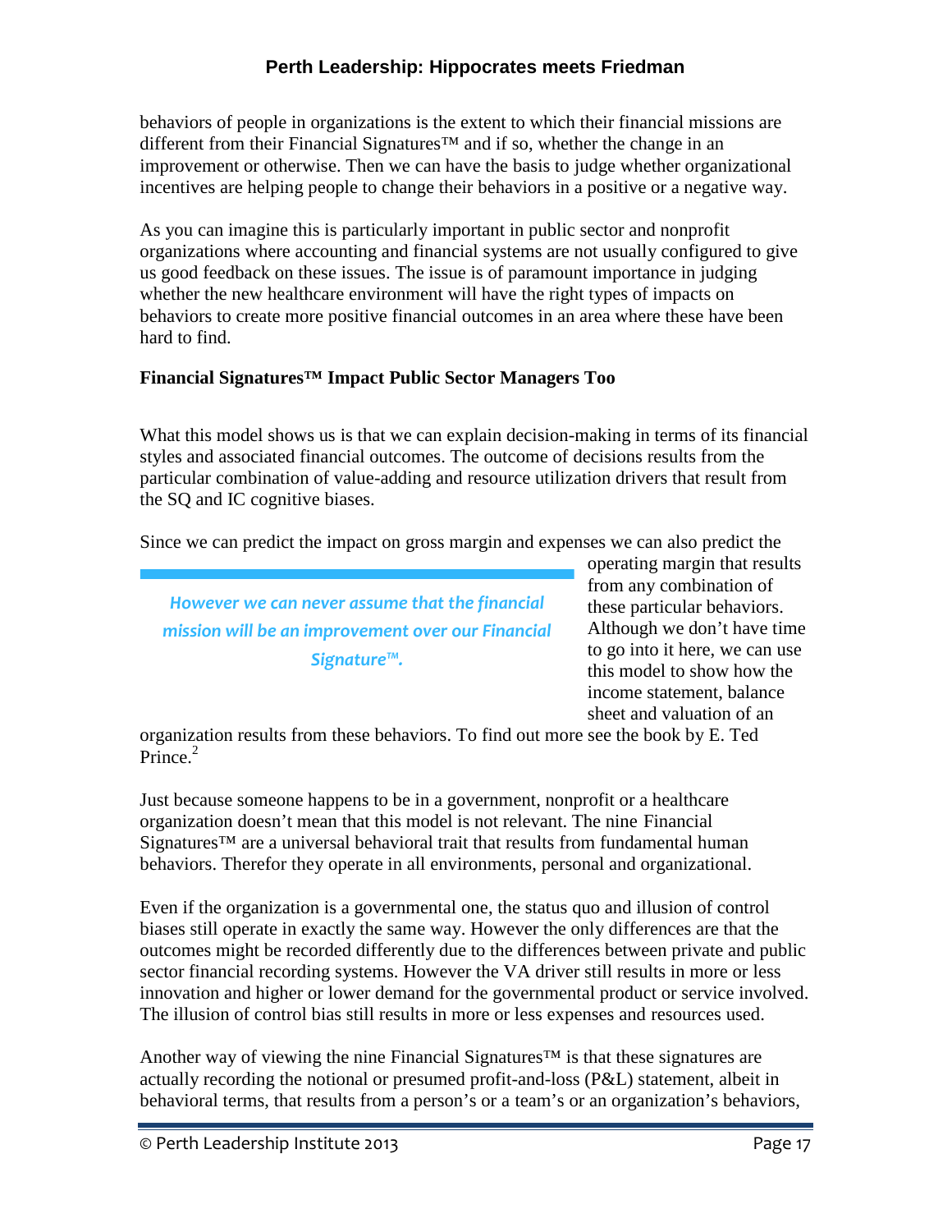behaviors of people in organizations is the extent to which their financial missions are different from their Financial Signatures™ and if so, whether the change in an improvement or otherwise. Then we can have the basis to judge whether organizational incentives are helping people to change their behaviors in a positive or a negative way.

As you can imagine this is particularly important in public sector and nonprofit organizations where accounting and financial systems are not usually configured to give us good feedback on these issues. The issue is of paramount importance in judging whether the new healthcare environment will have the right types of impacts on behaviors to create more positive financial outcomes in an area where these have been hard to find.

**Financial Signatures™ Impact Public Sector Managers Too**

What this model shows us is that we can explain decision-making in terms of its financial styles and associated financial outcomes. The outcome of decisions results from the particular combination of value-adding and resource utilization drivers that result from the SQ and IC cognitive biases.

Since we can predict the impact on gross margin and expenses we can also predict the operating margin that results from any combination of these particular behaviors. Although we don't have time to go into it here, we can use this model to show how the income statement, balance sheet and valuation of an organization results from these behaviors. To find out more see the book by E. Ted Prince.[2]

> *However we can never assume that the financial mission will be an improvement over our Financial Signature™.*

Just because someone happens to be in a government, nonprofit or a healthcare organization doesn't mean that this model is not relevant. The nine Financial Signatures™ are a universal behavioral trait that results from fundamental human behaviors. Therefor they operate in all environments, personal and organizational.

Even if the organization is a governmental one, the status quo and illusion of control biases still operate in exactly the same way. However the only differences are that the outcomes might be recorded differently due to the differences between private and public sector financial recording systems. However the VA driver still results in more or less innovation and higher or lower demand for the governmental product or service involved. The illusion of control bias still results in more or less expenses and resources used.

Another way of viewing the nine Financial Signatures™ is that these signatures are actually recording the notional or presumed profit-and-loss (P&L) statement, albeit in behavioral terms, that results from a person's or a team's or an organization's behaviors,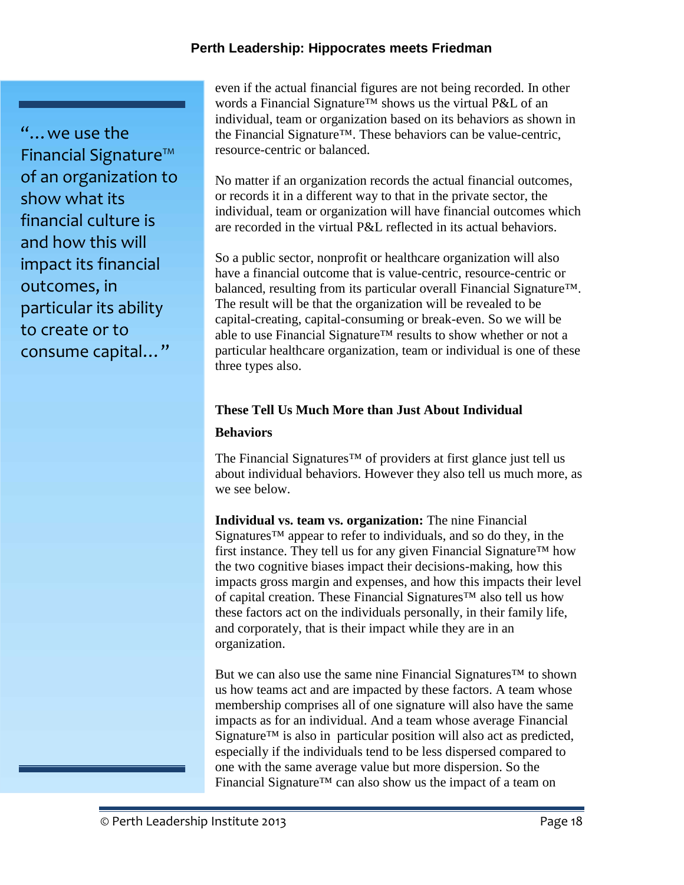> "…we use the Financial Signature™ of an organization to show what its financial culture is and how this will impact its financial outcomes, in particular its ability to create or to consume capital…"

even if the actual financial figures are not being recorded. In other words a Financial Signature™ shows us the virtual P&L of an individual, team or organization based on its behaviors as shown in the Financial Signature™. These behaviors can be value-centric, resource-centric or balanced.

No matter if an organization records the actual financial outcomes, or records it in a different way to that in the private sector, the individual, team or organization will have financial outcomes which are recorded in the virtual P&L reflected in its actual behaviors.

So a public sector, nonprofit or healthcare organization will also have a financial outcome that is value-centric, resource-centric or balanced, resulting from its particular overall Financial Signature™. The result will be that the organization will be revealed to be capital-creating, capital-consuming or break-even. So we will be able to use Financial Signature™ results to show whether or not a particular healthcare organization, team or individual is one of these three types also.

## These Tell Us Much More than Just About Individual Behaviors

The Financial Signatures™ of providers at first glance just tell us about individual behaviors. However they also tell us much more, as we see below.

**Individual vs. team vs. organization:** The nine Financial Signatures™ appear to refer to individuals, and so do they, in the first instance. They tell us for any given Financial Signature™ how the two cognitive biases impact their decisions-making, how this impacts gross margin and expenses, and how this impacts their level of capital creation. These Financial Signatures™ also tell us how these factors act on the individuals personally, in their family life, and corporately, that is their impact while they are in an organization.

But we can also use the same nine Financial Signatures™ to shown us how teams act and are impacted by these factors. A team whose membership comprises all of one signature will also have the same impacts as for an individual. And a team whose average Financial Signature™ is also in particular position will also act as predicted, especially if the individuals tend to be less dispersed compared to one with the same average value but more dispersion. So the Financial Signature™ can also show us the impact of a team on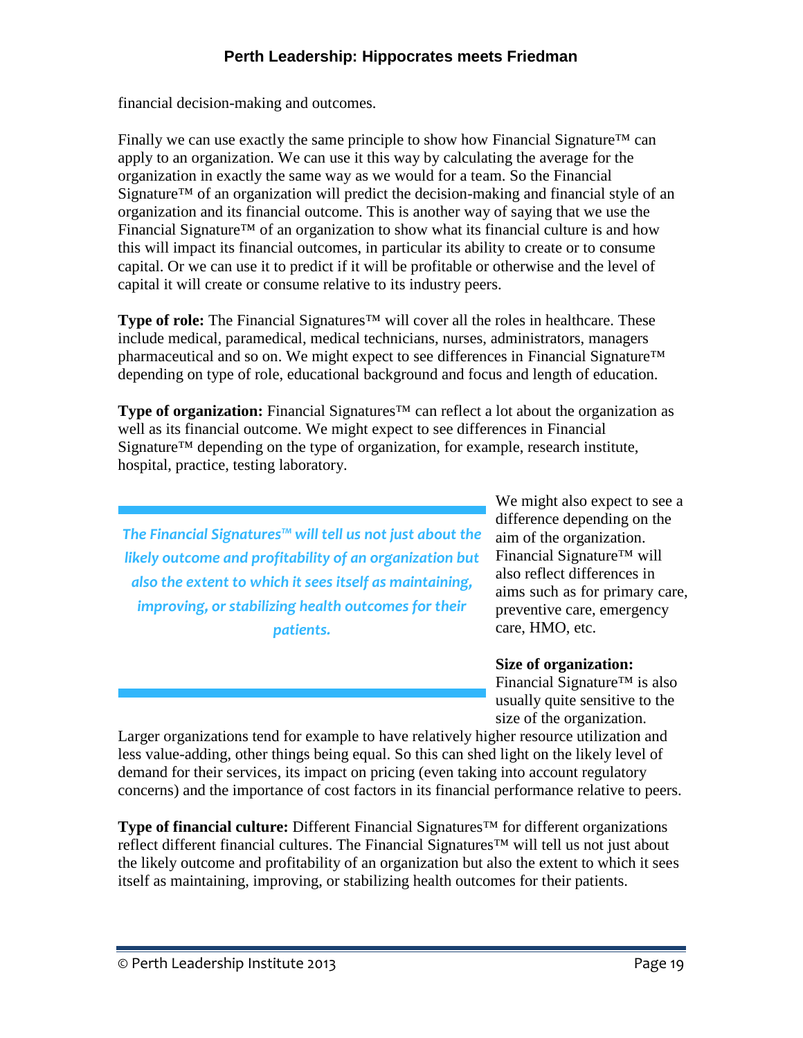financial decision-making and outcomes.

Finally we can use exactly the same principle to show how Financial Signature™ can apply to an organization. We can use it this way by calculating the average for the organization in exactly the same way as we would for a team. So the Financial Signature™ of an organization will predict the decision-making and financial style of an organization and its financial outcome. This is another way of saying that we use the Financial Signature™ of an organization to show what its financial culture is and how this will impact its financial outcomes, in particular its ability to create or to consume capital. Or we can use it to predict if it will be profitable or otherwise and the level of capital it will create or consume relative to its industry peers.

**Type of role:** The Financial Signatures™ will cover all the roles in healthcare. These include medical, paramedical, medical technicians, nurses, administrators, managers pharmaceutical and so on. We might expect to see differences in Financial Signature™ depending on type of role, educational background and focus and length of education.

**Type of organization:** Financial Signatures™ can reflect a lot about the organization as well as its financial outcome. We might expect to see differences in Financial Signature™ depending on the type of organization, for example, research institute, hospital, practice, testing laboratory.

> ***The Financial Signatures™ will tell us not just about the likely outcome and profitability of an organization but also the extent to which it sees itself as maintaining, improving, or stabilizing health outcomes for their patients.***

We might also expect to see a difference depending on the aim of the organization. Financial Signature™ will also reflect differences in aims such as for primary care, preventive care, emergency care, HMO, etc.

**Size of organization:** Financial Signature™ is also usually quite sensitive to the size of the organization. Larger organizations tend for example to have relatively higher resource utilization and less value-adding, other things being equal. So this can shed light on the likely level of demand for their services, its impact on pricing (even taking into account regulatory concerns) and the importance of cost factors in its financial performance relative to peers.

**Type of financial culture:** Different Financial Signatures™ for different organizations reflect different financial cultures. The Financial Signatures™ will tell us not just about the likely outcome and profitability of an organization but also the extent to which it sees itself as maintaining, improving, or stabilizing health outcomes for their patients.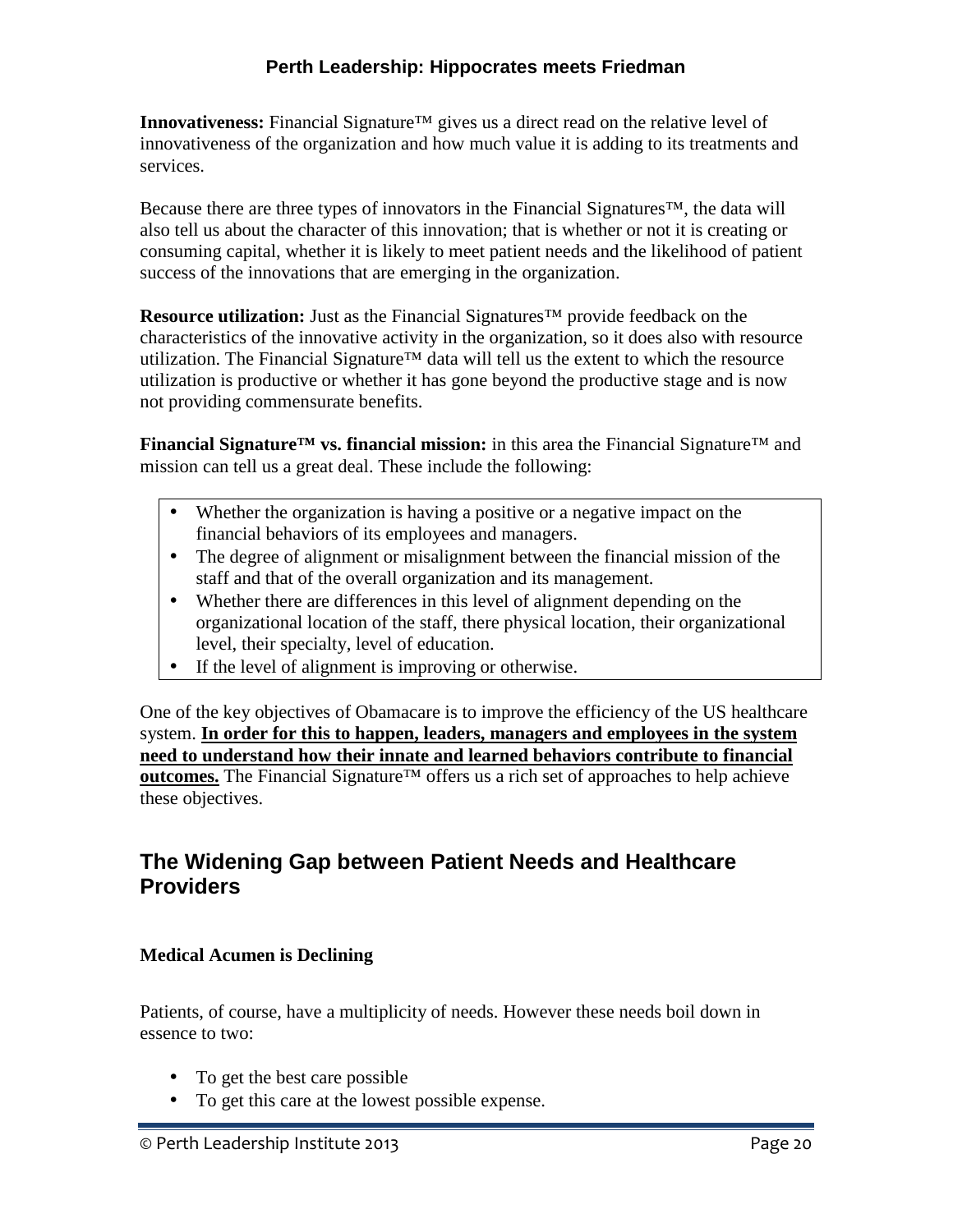**Innovativeness:** Financial Signature™ gives us a direct read on the relative level of innovativeness of the organization and how much value it is adding to its treatments and services.

Because there are three types of innovators in the Financial Signatures™, the data will also tell us about the character of this innovation; that is whether or not it is creating or consuming capital, whether it is likely to meet patient needs and the likelihood of patient success of the innovations that are emerging in the organization.

**Resource utilization:** Just as the Financial Signatures™ provide feedback on the characteristics of the innovative activity in the organization, so it does also with resource utilization. The Financial Signature™ data will tell us the extent to which the resource utilization is productive or whether it has gone beyond the productive stage and is now not providing commensurate benefits.

**Financial Signature™ vs. financial mission:** in this area the Financial Signature™ and mission can tell us a great deal. These include the following:

- Whether the organization is having a positive or a negative impact on the financial behaviors of its employees and managers.
- The degree of alignment or misalignment between the financial mission of the staff and that of the overall organization and its management.
- Whether there are differences in this level of alignment depending on the organizational location of the staff, there physical location, their organizational level, their specialty, level of education.
- If the level of alignment is improving or otherwise.

One of the key objectives of Obamacare is to improve the efficiency of the US healthcare system. **In order for this to happen, leaders, managers and employees in the system need to understand how their innate and learned behaviors contribute to financial outcomes.** The Financial Signature™ offers us a rich set of approaches to help achieve these objectives.

## The Widening Gap between Patient Needs and Healthcare Providers

### Medical Acumen is Declining

Patients, of course, have a multiplicity of needs. However these needs boil down in essence to two:

- To get the best care possible
- To get this care at the lowest possible expense.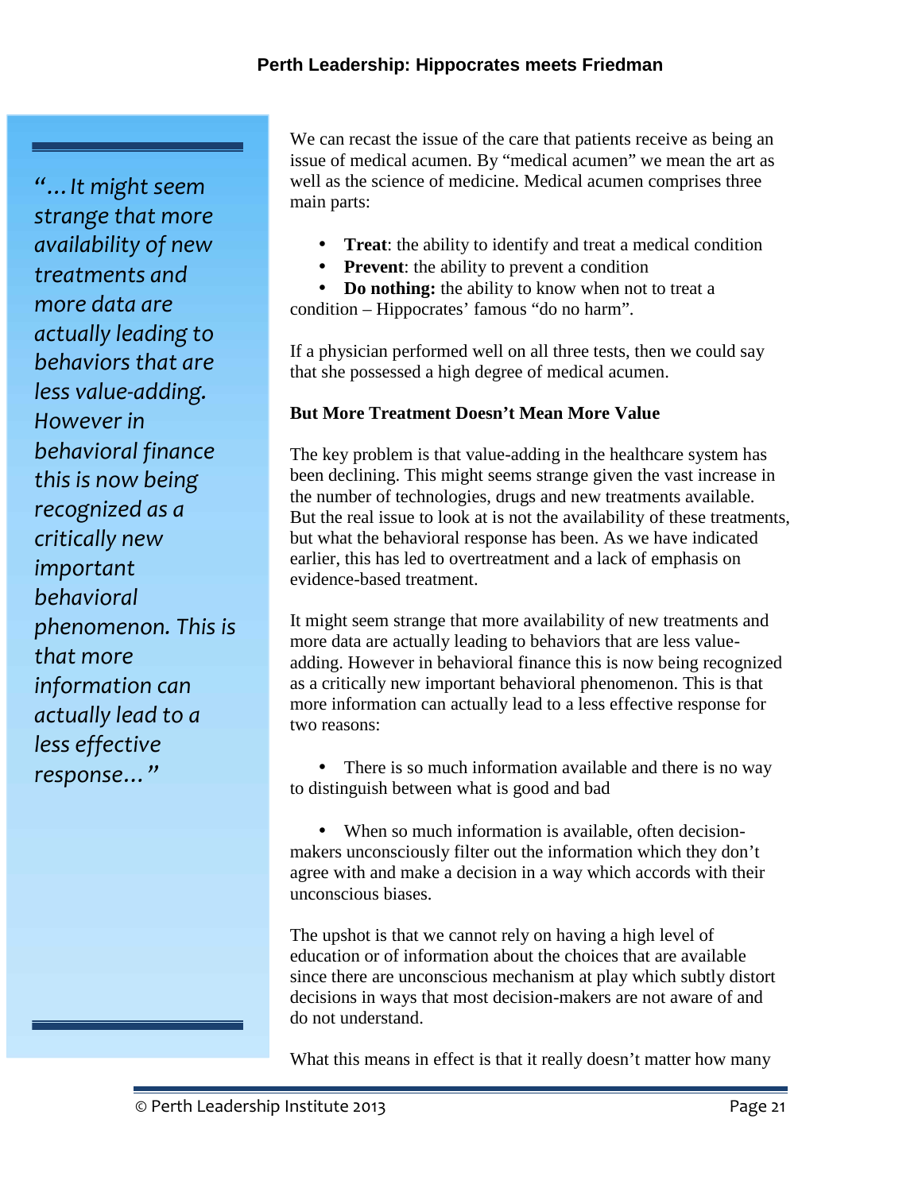> *"…It might seem strange that more availability of new treatments and more data are actually leading to behaviors that are less value-adding. However in behavioral finance this is now being recognized as a critically new important behavioral phenomenon. This is that more information can actually lead to a less effective response…"*

We can recast the issue of the care that patients receive as being an issue of medical acumen. By "medical acumen" we mean the art as well as the science of medicine. Medical acumen comprises three main parts:

- **Treat**: the ability to identify and treat a medical condition
- **Prevent**: the ability to prevent a condition
- **Do nothing:** the ability to know when not to treat a condition – Hippocrates' famous "do no harm".

If a physician performed well on all three tests, then we could say that she possessed a high degree of medical acumen.

**But More Treatment Doesn't Mean More Value**

The key problem is that value-adding in the healthcare system has been declining. This might seems strange given the vast increase in the number of technologies, drugs and new treatments available. But the real issue to look at is not the availability of these treatments, but what the behavioral response has been. As we have indicated earlier, this has led to overtreatment and a lack of emphasis on evidence-based treatment.

It might seem strange that more availability of new treatments and more data are actually leading to behaviors that are less value-adding. However in behavioral finance this is now being recognized as a critically new important behavioral phenomenon. This is that more information can actually lead to a less effective response for two reasons:

- There is so much information available and there is no way to distinguish between what is good and bad

- When so much information is available, often decision-makers unconsciously filter out the information which they don't agree with and make a decision in a way which accords with their unconscious biases.

The upshot is that we cannot rely on having a high level of education or of information about the choices that are available since there are unconscious mechanism at play which subtly distort decisions in ways that most decision-makers are not aware of and do not understand.

What this means in effect is that it really doesn't matter how many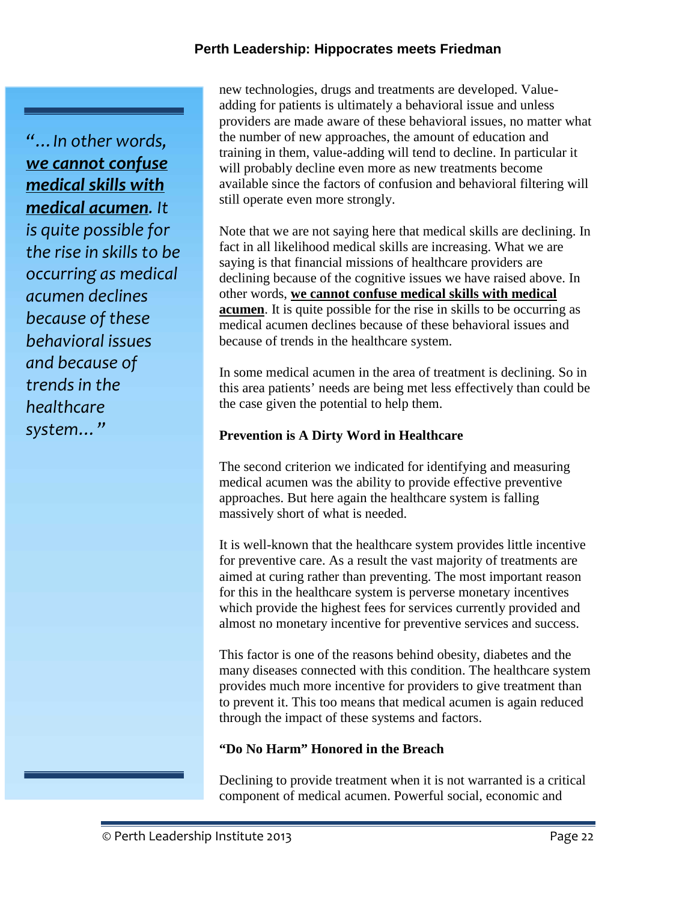> *"…In other words, **we cannot confuse medical skills with medical acumen**. It is quite possible for the rise in skills to be occurring as medical acumen declines because of these behavioral issues and because of trends in the healthcare system…"*

new technologies, drugs and treatments are developed. Value-adding for patients is ultimately a behavioral issue and unless providers are made aware of these behavioral issues, no matter what the number of new approaches, the amount of education and training in them, value-adding will tend to decline. In particular it will probably decline even more as new treatments become available since the factors of confusion and behavioral filtering will still operate even more strongly.

Note that we are not saying here that medical skills are declining. In fact in all likelihood medical skills are increasing. What we are saying is that financial missions of healthcare providers are declining because of the cognitive issues we have raised above. In other words, **we cannot confuse medical skills with medical acumen**. It is quite possible for the rise in skills to be occurring as medical acumen declines because of these behavioral issues and because of trends in the healthcare system.

In some medical acumen in the area of treatment is declining. So in this area patients' needs are being met less effectively than could be the case given the potential to help them.

**Prevention is A Dirty Word in Healthcare**

The second criterion we indicated for identifying and measuring medical acumen was the ability to provide effective preventive approaches. But here again the healthcare system is falling massively short of what is needed.

It is well-known that the healthcare system provides little incentive for preventive care. As a result the vast majority of treatments are aimed at curing rather than preventing. The most important reason for this in the healthcare system is perverse monetary incentives which provide the highest fees for services currently provided and almost no monetary incentive for preventive services and success.

This factor is one of the reasons behind obesity, diabetes and the many diseases connected with this condition. The healthcare system provides much more incentive for providers to give treatment than to prevent it. This too means that medical acumen is again reduced through the impact of these systems and factors.

**"Do No Harm" Honored in the Breach**

Declining to provide treatment when it is not warranted is a critical component of medical acumen. Powerful social, economic and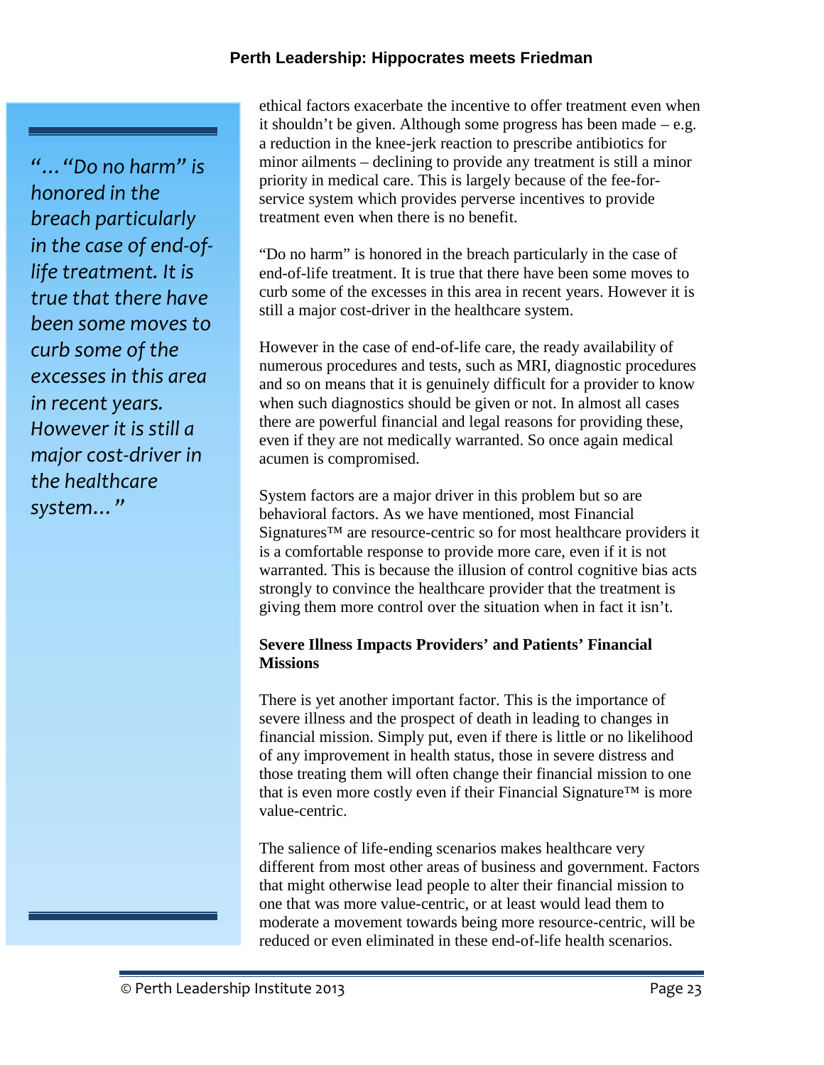*"…"Do no harm" is honored in the breach particularly in the case of end-of-life treatment. It is true that there have been some moves to curb some of the excesses in this area in recent years. However it is still a major cost-driver in the healthcare system…"*

ethical factors exacerbate the incentive to offer treatment even when it shouldn't be given. Although some progress has been made – e.g. a reduction in the knee-jerk reaction to prescribe antibiotics for minor ailments – declining to provide any treatment is still a minor priority in medical care. This is largely because of the fee-for-service system which provides perverse incentives to provide treatment even when there is no benefit.

"Do no harm" is honored in the breach particularly in the case of end-of-life treatment. It is true that there have been some moves to curb some of the excesses in this area in recent years. However it is still a major cost-driver in the healthcare system.

However in the case of end-of-life care, the ready availability of numerous procedures and tests, such as MRI, diagnostic procedures and so on means that it is genuinely difficult for a provider to know when such diagnostics should be given or not. In almost all cases there are powerful financial and legal reasons for providing these, even if they are not medically warranted. So once again medical acumen is compromised.

System factors are a major driver in this problem but so are behavioral factors. As we have mentioned, most Financial Signatures™ are resource-centric so for most healthcare providers it is a comfortable response to provide more care, even if it is not warranted. This is because the illusion of control cognitive bias acts strongly to convince the healthcare provider that the treatment is giving them more control over the situation when in fact it isn't.

**Severe Illness Impacts Providers' and Patients' Financial Missions**

There is yet another important factor. This is the importance of severe illness and the prospect of death in leading to changes in financial mission. Simply put, even if there is little or no likelihood of any improvement in health status, those in severe distress and those treating them will often change their financial mission to one that is even more costly even if their Financial Signature™ is more value-centric.

The salience of life-ending scenarios makes healthcare very different from most other areas of business and government. Factors that might otherwise lead people to alter their financial mission to one that was more value-centric, or at least would lead them to moderate a movement towards being more resource-centric, will be reduced or even eliminated in these end-of-life health scenarios.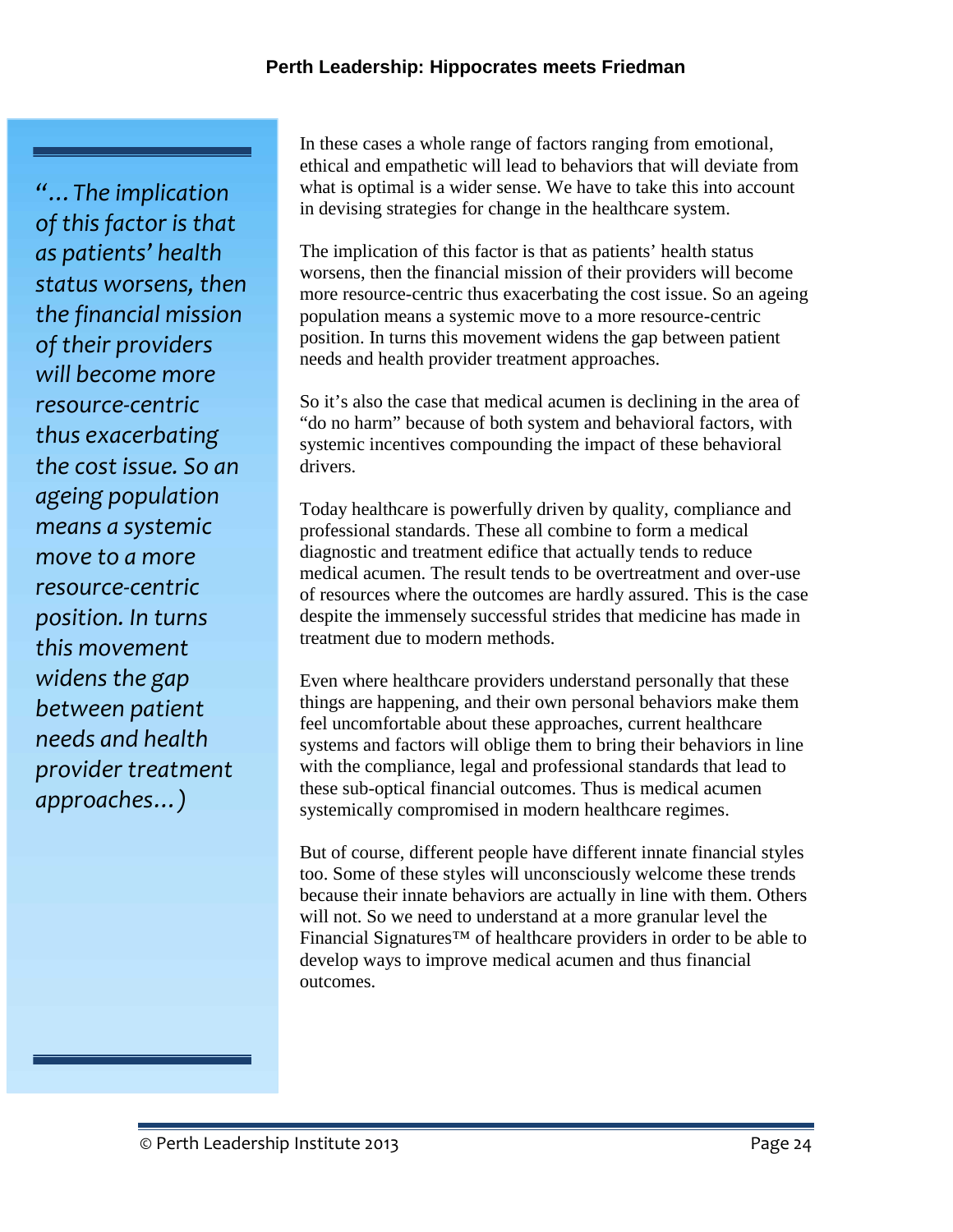> *"…The implication of this factor is that as patients' health status worsens, then the financial mission of their providers will become more resource-centric thus exacerbating the cost issue. So an ageing population means a systemic move to a more resource-centric position. In turns this movement widens the gap between patient needs and health provider treatment approaches…)*

In these cases a whole range of factors ranging from emotional, ethical and empathetic will lead to behaviors that will deviate from what is optimal is a wider sense. We have to take this into account in devising strategies for change in the healthcare system.

The implication of this factor is that as patients' health status worsens, then the financial mission of their providers will become more resource-centric thus exacerbating the cost issue. So an ageing population means a systemic move to a more resource-centric position. In turns this movement widens the gap between patient needs and health provider treatment approaches.

So it's also the case that medical acumen is declining in the area of "do no harm" because of both system and behavioral factors, with systemic incentives compounding the impact of these behavioral drivers.

Today healthcare is powerfully driven by quality, compliance and professional standards. These all combine to form a medical diagnostic and treatment edifice that actually tends to reduce medical acumen. The result tends to be overtreatment and over-use of resources where the outcomes are hardly assured. This is the case despite the immensely successful strides that medicine has made in treatment due to modern methods.

Even where healthcare providers understand personally that these things are happening, and their own personal behaviors make them feel uncomfortable about these approaches, current healthcare systems and factors will oblige them to bring their behaviors in line with the compliance, legal and professional standards that lead to these sub-optical financial outcomes. Thus is medical acumen systemically compromised in modern healthcare regimes.

But of course, different people have different innate financial styles too. Some of these styles will unconsciously welcome these trends because their innate behaviors are actually in line with them. Others will not. So we need to understand at a more granular level the Financial Signatures™ of healthcare providers in order to be able to develop ways to improve medical acumen and thus financial outcomes.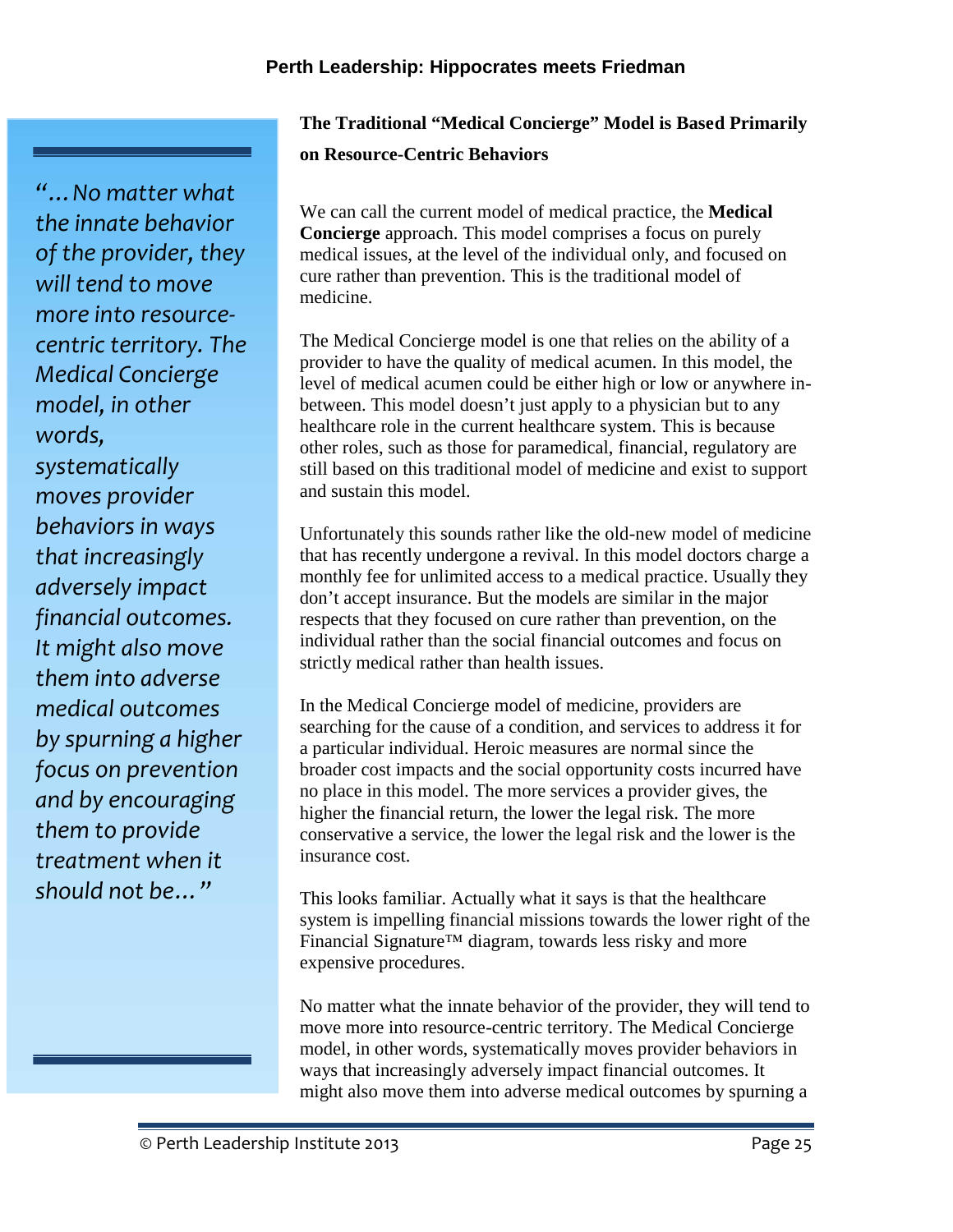*"…No matter what the innate behavior of the provider, they will tend to move more into resource-centric territory. The Medical Concierge model, in other words, systematically moves provider behaviors in ways that increasingly adversely impact financial outcomes. It might also move them into adverse medical outcomes by spurning a higher focus on prevention and by encouraging them to provide treatment when it should not be…"*

## The Traditional "Medical Concierge" Model is Based Primarily on Resource-Centric Behaviors

We can call the current model of medical practice, the **Medical Concierge** approach. This model comprises a focus on purely medical issues, at the level of the individual only, and focused on cure rather than prevention. This is the traditional model of medicine.

The Medical Concierge model is one that relies on the ability of a provider to have the quality of medical acumen. In this model, the level of medical acumen could be either high or low or anywhere in-between. This model doesn't just apply to a physician but to any healthcare role in the current healthcare system. This is because other roles, such as those for paramedical, financial, regulatory are still based on this traditional model of medicine and exist to support and sustain this model.

Unfortunately this sounds rather like the old-new model of medicine that has recently undergone a revival. In this model doctors charge a monthly fee for unlimited access to a medical practice. Usually they don't accept insurance. But the models are similar in the major respects that they focused on cure rather than prevention, on the individual rather than the social financial outcomes and focus on strictly medical rather than health issues.

In the Medical Concierge model of medicine, providers are searching for the cause of a condition, and services to address it for a particular individual. Heroic measures are normal since the broader cost impacts and the social opportunity costs incurred have no place in this model. The more services a provider gives, the higher the financial return, the lower the legal risk. The more conservative a service, the lower the legal risk and the lower is the insurance cost.

This looks familiar. Actually what it says is that the healthcare system is impelling financial missions towards the lower right of the Financial Signature™ diagram, towards less risky and more expensive procedures.

No matter what the innate behavior of the provider, they will tend to move more into resource-centric territory. The Medical Concierge model, in other words, systematically moves provider behaviors in ways that increasingly adversely impact financial outcomes. It might also move them into adverse medical outcomes by spurning a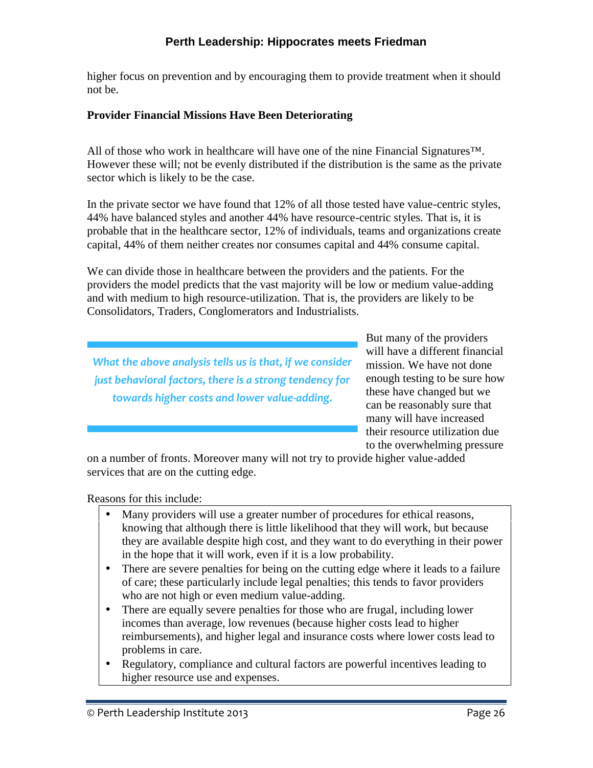higher focus on prevention and by encouraging them to provide treatment when it should not be.

**Provider Financial Missions Have Been Deteriorating**

All of those who work in healthcare will have one of the nine Financial Signatures™. However these will; not be evenly distributed if the distribution is the same as the private sector which is likely to be the case.

In the private sector we have found that 12% of all those tested have value-centric styles, 44% have balanced styles and another 44% have resource-centric styles. That is, it is probable that in the healthcare sector, 12% of individuals, teams and organizations create capital, 44% of them neither creates nor consumes capital and 44% consume capital.

We can divide those in healthcare between the providers and the patients. For the providers the model predicts that the vast majority will be low or medium value-adding and with medium to high resource-utilization. That is, the providers are likely to be Consolidators, Traders, Conglomerators and Industrialists.

> ***What the above analysis tells us is that, if we consider just behavioral factors, there is a strong tendency for towards higher costs and lower value-adding.***

But many of the providers will have a different financial mission. We have not done enough testing to be sure how these have changed but we can be reasonably sure that many will have increased their resource utilization due to the overwhelming pressure on a number of fronts. Moreover many will not try to provide higher value-added services that are on the cutting edge.

Reasons for this include:

- Many providers will use a greater number of procedures for ethical reasons, knowing that although there is little likelihood that they will work, but because they are available despite high cost, and they want to do everything in their power in the hope that it will work, even if it is a low probability.
- There are severe penalties for being on the cutting edge where it leads to a failure of care; these particularly include legal penalties; this tends to favor providers who are not high or even medium value-adding.
- There are equally severe penalties for those who are frugal, including lower incomes than average, low revenues (because higher costs lead to higher reimbursements), and higher legal and insurance costs where lower costs lead to problems in care.
- Regulatory, compliance and cultural factors are powerful incentives leading to higher resource use and expenses.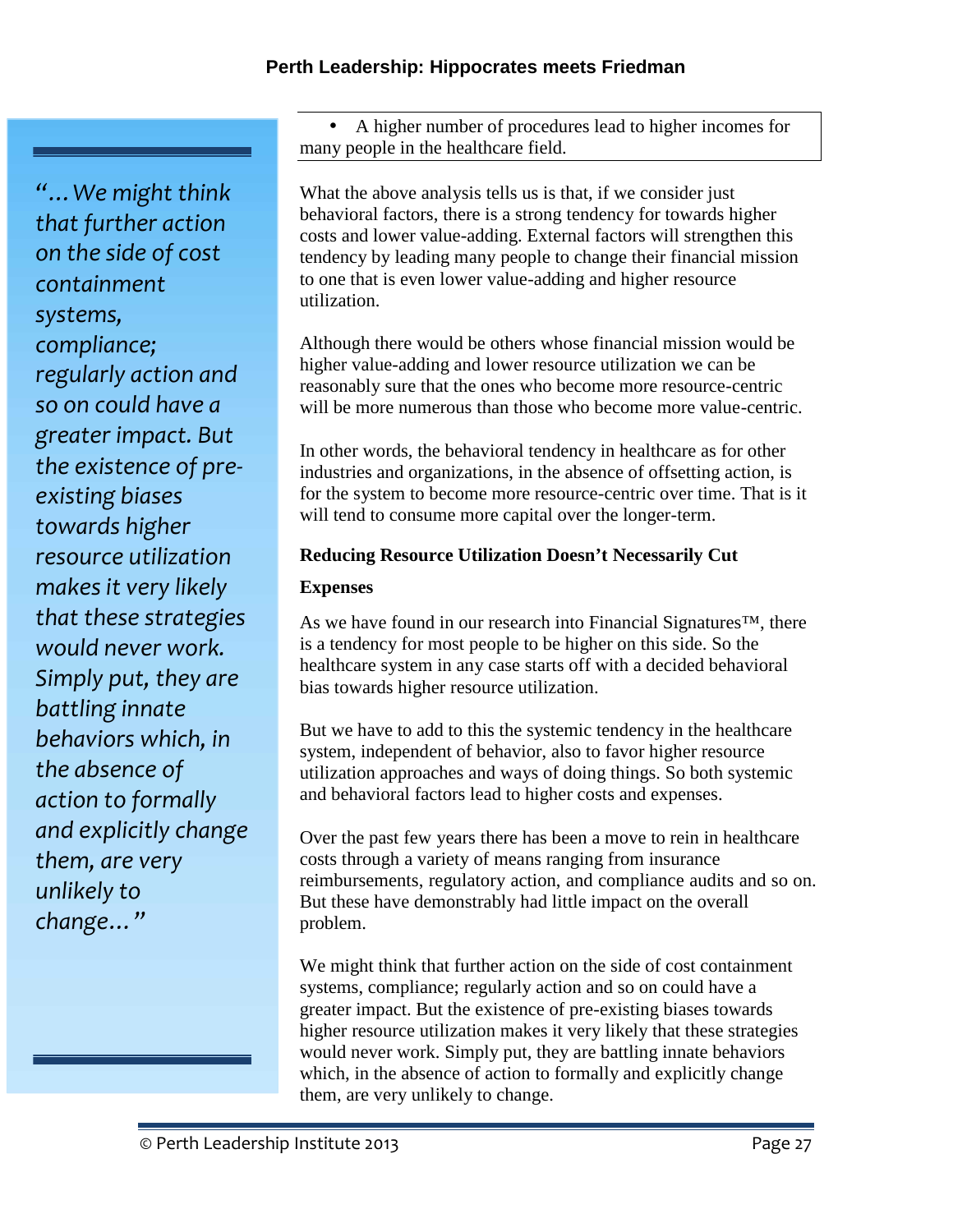- A higher number of procedures lead to higher incomes for many people in the healthcare field.

What the above analysis tells us is that, if we consider just behavioral factors, there is a strong tendency for towards higher costs and lower value-adding. External factors will strengthen this tendency by leading many people to change their financial mission to one that is even lower value-adding and higher resource utilization.

Although there would be others whose financial mission would be higher value-adding and lower resource utilization we can be reasonably sure that the ones who become more resource-centric will be more numerous than those who become more value-centric.

In other words, the behavioral tendency in healthcare as for other industries and organizations, in the absence of offsetting action, is for the system to become more resource-centric over time. That is it will tend to consume more capital over the longer-term.

**Reducing Resource Utilization Doesn't Necessarily Cut Expenses**

As we have found in our research into Financial Signatures™, there is a tendency for most people to be higher on this side. So the healthcare system in any case starts off with a decided behavioral bias towards higher resource utilization.

But we have to add to this the systemic tendency in the healthcare system, independent of behavior, also to favor higher resource utilization approaches and ways of doing things. So both systemic and behavioral factors lead to higher costs and expenses.

Over the past few years there has been a move to rein in healthcare costs through a variety of means ranging from insurance reimbursements, regulatory action, and compliance audits and so on. But these have demonstrably had little impact on the overall problem.

We might think that further action on the side of cost containment systems, compliance; regularly action and so on could have a greater impact. But the existence of pre-existing biases towards higher resource utilization makes it very likely that these strategies would never work. Simply put, they are battling innate behaviors which, in the absence of action to formally and explicitly change them, are very unlikely to change.

> *"…We might think that further action on the side of cost containment systems, compliance; regularly action and so on could have a greater impact. But the existence of pre-existing biases towards higher resource utilization makes it very likely that these strategies would never work. Simply put, they are battling innate behaviors which, in the absence of action to formally and explicitly change them, are very unlikely to change…"*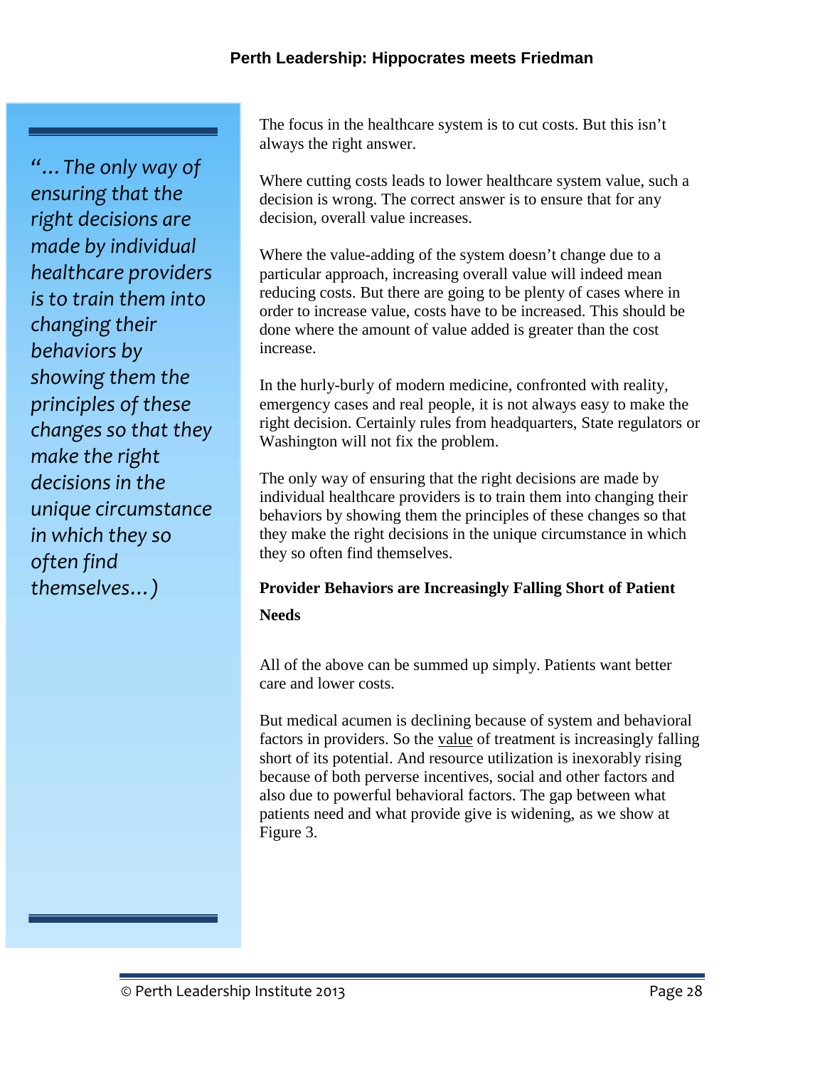> *"…The only way of ensuring that the right decisions are made by individual healthcare providers is to train them into changing their behaviors by showing them the principles of these changes so that they make the right decisions in the unique circumstance in which they so often find themselves…)*

The focus in the healthcare system is to cut costs. But this isn't always the right answer.

Where cutting costs leads to lower healthcare system value, such a decision is wrong. The correct answer is to ensure that for any decision, overall value increases.

Where the value-adding of the system doesn't change due to a particular approach, increasing overall value will indeed mean reducing costs. But there are going to be plenty of cases where in order to increase value, costs have to be increased. This should be done where the amount of value added is greater than the cost increase.

In the hurly-burly of modern medicine, confronted with reality, emergency cases and real people, it is not always easy to make the right decision. Certainly rules from headquarters, State regulators or Washington will not fix the problem.

The only way of ensuring that the right decisions are made by individual healthcare providers is to train them into changing their behaviors by showing them the principles of these changes so that they make the right decisions in the unique circumstance in which they so often find themselves.

**Provider Behaviors are Increasingly Falling Short of Patient Needs**

All of the above can be summed up simply. Patients want better care and lower costs.

But medical acumen is declining because of system and behavioral factors in providers. So the value of treatment is increasingly falling short of its potential. And resource utilization is inexorably rising because of both perverse incentives, social and other factors and also due to powerful behavioral factors. The gap between what patients need and what provide give is widening, as we show at Figure 3.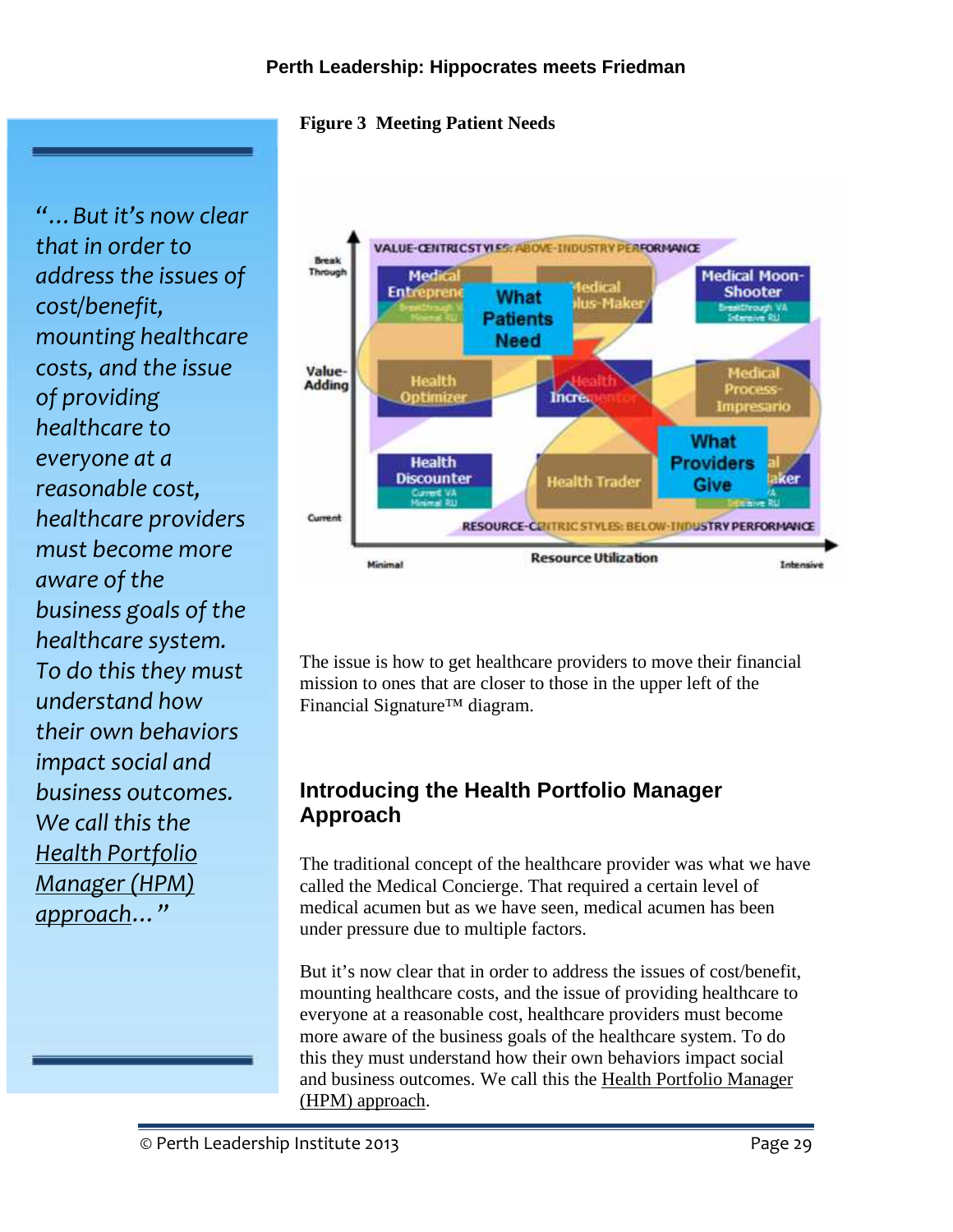**Figure 3 Meeting Patient Needs**

The issue is how to get healthcare providers to move their financial mission to ones that are closer to those in the upper left of the Financial Signature™ diagram.

## Introducing the Health Portfolio Manager Approach

The traditional concept of the healthcare provider was what we have called the Medical Concierge. That required a certain level of medical acumen but as we have seen, medical acumen has been under pressure due to multiple factors.

But it's now clear that in order to address the issues of cost/benefit, mounting healthcare costs, and the issue of providing healthcare to everyone at a reasonable cost, healthcare providers must become more aware of the business goals of the healthcare system. To do this they must understand how their own behaviors impact social and business outcomes. We call this the Health Portfolio Manager (HPM) approach.

*"…But it's now clear that in order to address the issues of cost/benefit, mounting healthcare costs, and the issue of providing healthcare to everyone at a reasonable cost, healthcare providers must become more aware of the business goals of the healthcare system. To do this they must understand how their own behaviors impact social and business outcomes. We call this the Health Portfolio Manager (HPM) approach…"*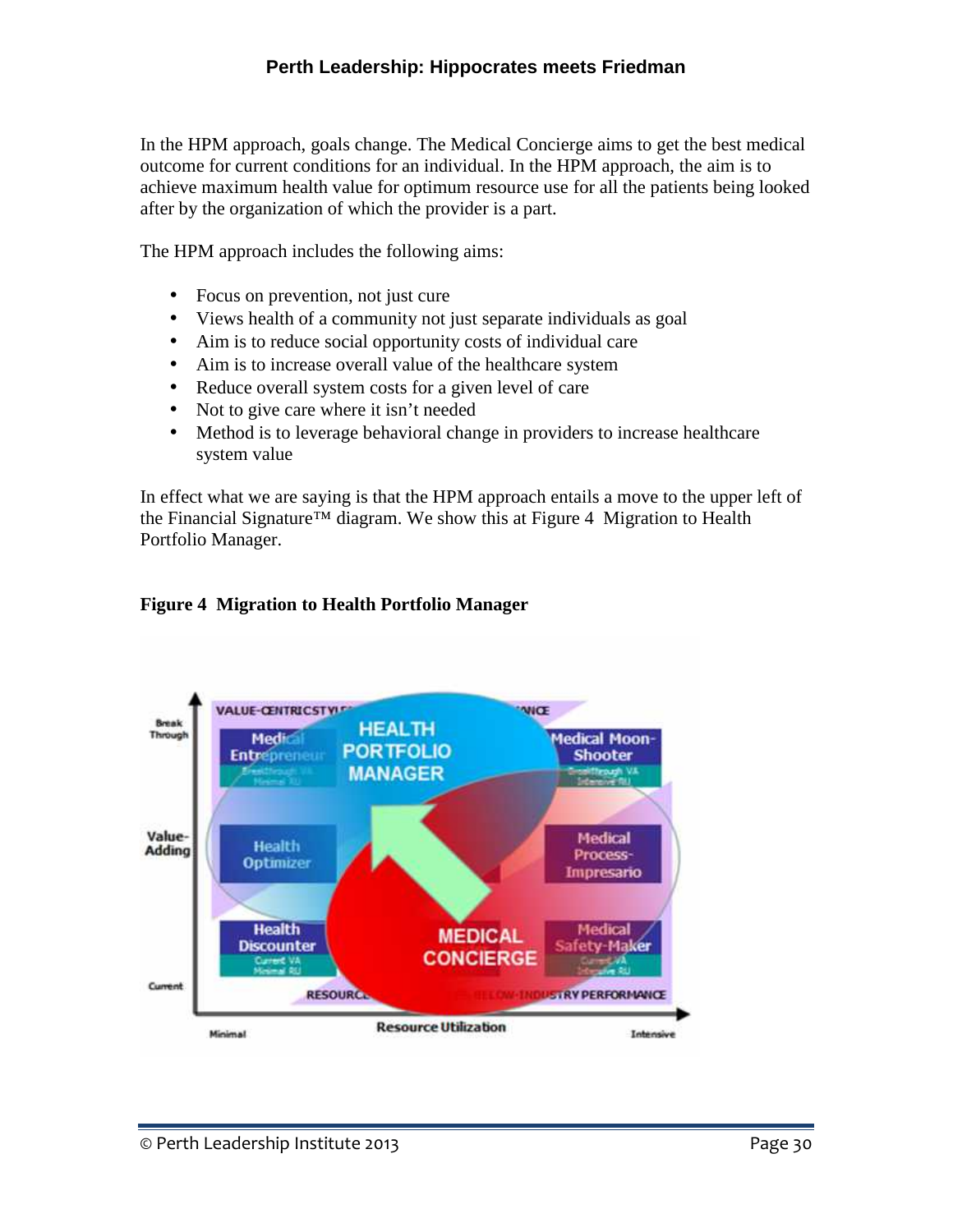In the HPM approach, goals change. The Medical Concierge aims to get the best medical outcome for current conditions for an individual. In the HPM approach, the aim is to achieve maximum health value for optimum resource use for all the patients being looked after by the organization of which the provider is a part.

The HPM approach includes the following aims:

- Focus on prevention, not just cure
- Views health of a community not just separate individuals as goal
- Aim is to reduce social opportunity costs of individual care
- Aim is to increase overall value of the healthcare system
- Reduce overall system costs for a given level of care
- Not to give care where it isn't needed
- Method is to leverage behavioral change in providers to increase healthcare system value

In effect what we are saying is that the HPM approach entails a move to the upper left of the Financial Signature™ diagram. We show this at Figure 4 Migration to Health Portfolio Manager.

**Figure 4 Migration to Health Portfolio Manager**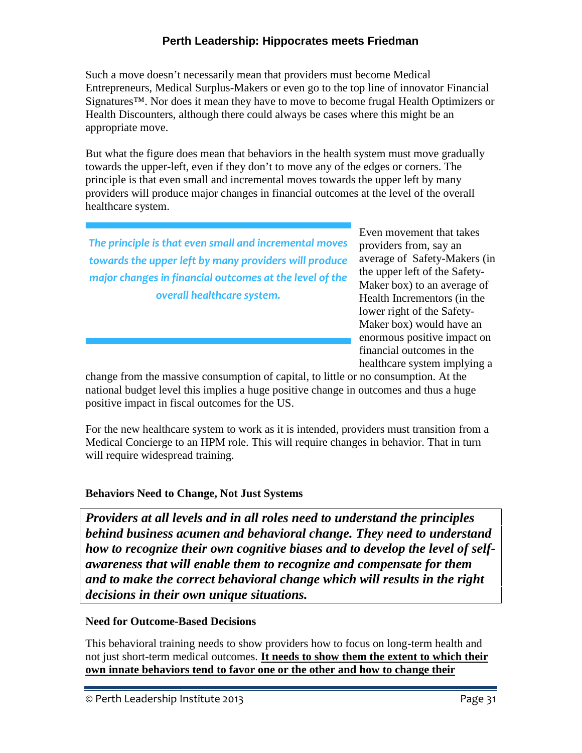Such a move doesn't necessarily mean that providers must become Medical Entrepreneurs, Medical Surplus-Makers or even go to the top line of innovator Financial Signatures™. Nor does it mean they have to move to become frugal Health Optimizers or Health Discounters, although there could always be cases where this might be an appropriate move.

But what the figure does mean that behaviors in the health system must move gradually towards the upper-left, even if they don't to move any of the edges or corners. The principle is that even small and incremental moves towards the upper left by many providers will produce major changes in financial outcomes at the level of the overall healthcare system.

> *The principle is that even small and incremental moves towards the upper left by many providers will produce major changes in financial outcomes at the level of the overall healthcare system.*

Even movement that takes providers from, say an average of Safety-Makers (in the upper left of the Safety-Maker box) to an average of Health Incrementors (in the lower right of the Safety-Maker box) would have an enormous positive impact on financial outcomes in the healthcare system implying a change from the massive consumption of capital, to little or no consumption. At the national budget level this implies a huge positive change in outcomes and thus a huge positive impact in fiscal outcomes for the US.

For the new healthcare system to work as it is intended, providers must transition from a Medical Concierge to an HPM role. This will require changes in behavior. That in turn will require widespread training.

**Behaviors Need to Change, Not Just Systems**

***Providers at all levels and in all roles need to understand the principles behind business acumen and behavioral change. They need to understand how to recognize their own cognitive biases and to develop the level of self-awareness that will enable them to recognize and compensate for them and to make the correct behavioral change which will results in the right decisions in their own unique situations.***

**Need for Outcome-Based Decisions**

This behavioral training needs to show providers how to focus on long-term health and not just short-term medical outcomes. **It needs to show them the extent to which their own innate behaviors tend to favor one or the other and how to change their**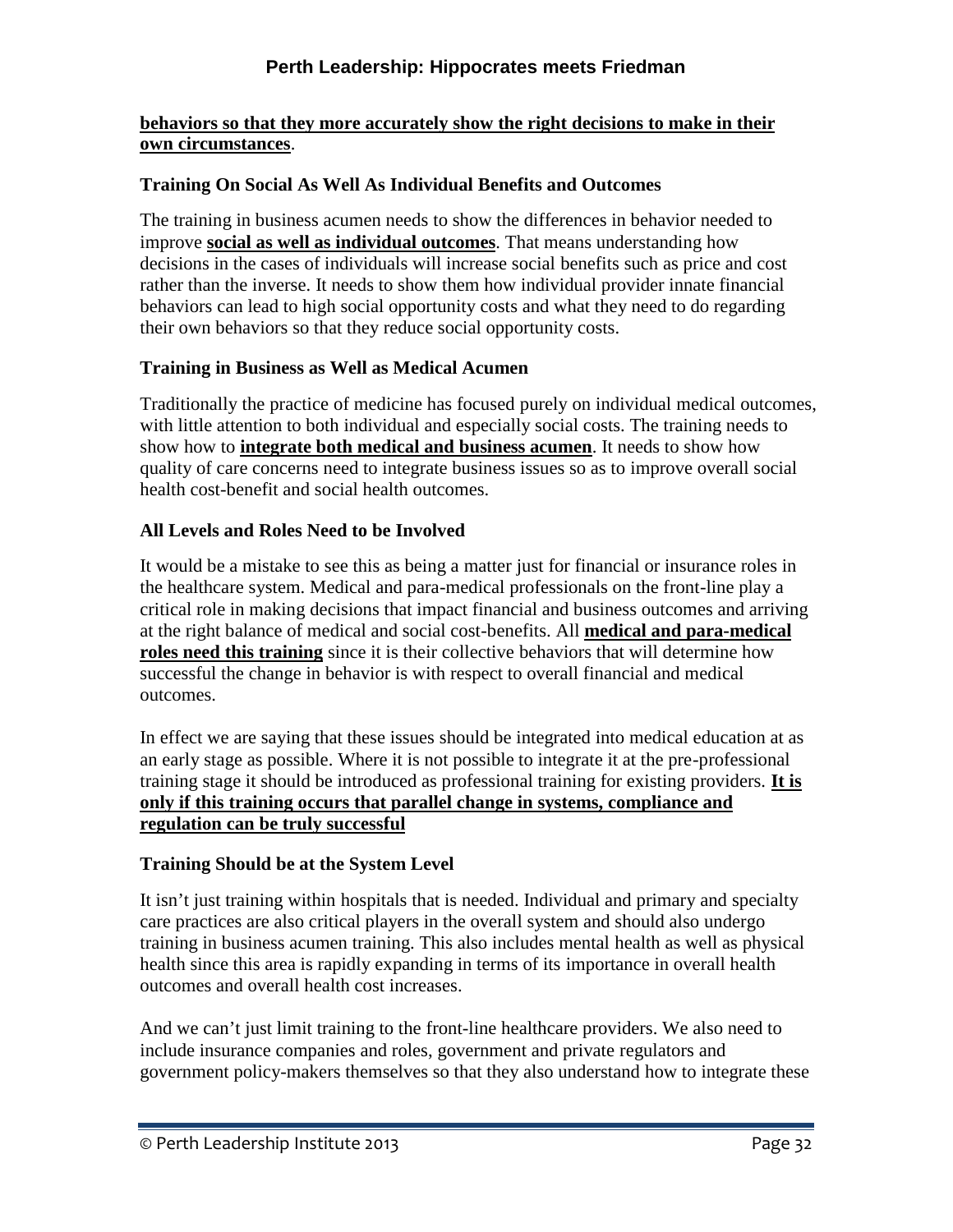**behaviors so that they more accurately show the right decisions to make in their own circumstances**.

### Training On Social As Well As Individual Benefits and Outcomes

The training in business acumen needs to show the differences in behavior needed to improve **social as well as individual outcomes**. That means understanding how decisions in the cases of individuals will increase social benefits such as price and cost rather than the inverse. It needs to show them how individual provider innate financial behaviors can lead to high social opportunity costs and what they need to do regarding their own behaviors so that they reduce social opportunity costs.

### Training in Business as Well as Medical Acumen

Traditionally the practice of medicine has focused purely on individual medical outcomes, with little attention to both individual and especially social costs. The training needs to show how to **integrate both medical and business acumen**. It needs to show how quality of care concerns need to integrate business issues so as to improve overall social health cost-benefit and social health outcomes.

### All Levels and Roles Need to be Involved

It would be a mistake to see this as being a matter just for financial or insurance roles in the healthcare system. Medical and para-medical professionals on the front-line play a critical role in making decisions that impact financial and business outcomes and arriving at the right balance of medical and social cost-benefits. All **medical and para-medical roles need this training** since it is their collective behaviors that will determine how successful the change in behavior is with respect to overall financial and medical outcomes.

In effect we are saying that these issues should be integrated into medical education at as an early stage as possible. Where it is not possible to integrate it at the pre-professional training stage it should be introduced as professional training for existing providers. **It is only if this training occurs that parallel change in systems, compliance and regulation can be truly successful**

### Training Should be at the System Level

It isn't just training within hospitals that is needed. Individual and primary and specialty care practices are also critical players in the overall system and should also undergo training in business acumen training. This also includes mental health as well as physical health since this area is rapidly expanding in terms of its importance in overall health outcomes and overall health cost increases.

And we can't just limit training to the front-line healthcare providers. We also need to include insurance companies and roles, government and private regulators and government policy-makers themselves so that they also understand how to integrate these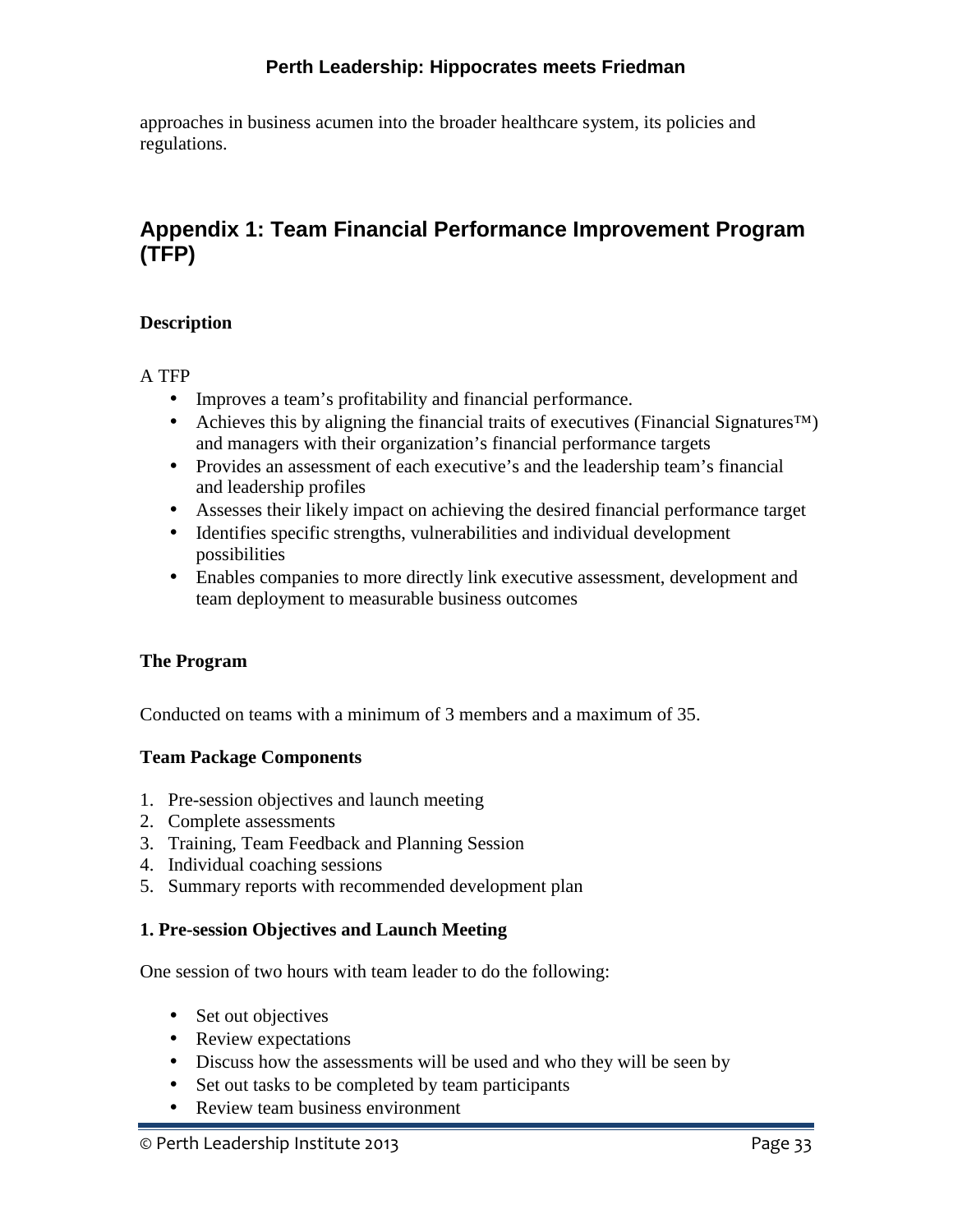approaches in business acumen into the broader healthcare system, its policies and regulations.

## Appendix 1: Team Financial Performance Improvement Program (TFP)

**Description**

A TFP

- Improves a team's profitability and financial performance.
- Achieves this by aligning the financial traits of executives (Financial Signatures™) and managers with their organization's financial performance targets
- Provides an assessment of each executive's and the leadership team's financial and leadership profiles
- Assesses their likely impact on achieving the desired financial performance target
- Identifies specific strengths, vulnerabilities and individual development possibilities
- Enables companies to more directly link executive assessment, development and team deployment to measurable business outcomes

**The Program**

Conducted on teams with a minimum of 3 members and a maximum of 35.

**Team Package Components**

1. Pre-session objectives and launch meeting
2. Complete assessments
3. Training, Team Feedback and Planning Session
4. Individual coaching sessions
5. Summary reports with recommended development plan

**1. Pre-session Objectives and Launch Meeting**

One session of two hours with team leader to do the following:

- Set out objectives
- Review expectations
- Discuss how the assessments will be used and who they will be seen by
- Set out tasks to be completed by team participants
- Review team business environment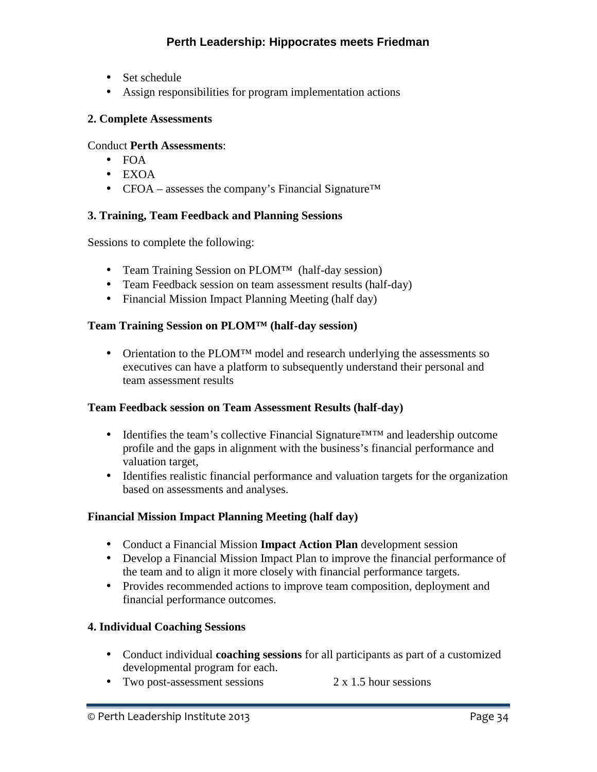- Set schedule
- Assign responsibilities for program implementation actions

**2. Complete Assessments**

Conduct **Perth Assessments**:

- FOA
- EXOA
- CFOA – assesses the company's Financial Signature™

**3. Training, Team Feedback and Planning Sessions**

Sessions to complete the following:

- Team Training Session on PLOM™ (half-day session)
- Team Feedback session on team assessment results (half-day)
- Financial Mission Impact Planning Meeting (half day)

**Team Training Session on PLOM™ (half-day session)**

- Orientation to the PLOM™ model and research underlying the assessments so executives can have a platform to subsequently understand their personal and team assessment results

**Team Feedback session on Team Assessment Results (half-day)**

- Identifies the team's collective Financial Signature™™ and leadership outcome profile and the gaps in alignment with the business's financial performance and valuation target,
- Identifies realistic financial performance and valuation targets for the organization based on assessments and analyses.

**Financial Mission Impact Planning Meeting (half day)**

- Conduct a Financial Mission **Impact Action Plan** development session
- Develop a Financial Mission Impact Plan to improve the financial performance of the team and to align it more closely with financial performance targets.
- Provides recommended actions to improve team composition, deployment and financial performance outcomes.

**4. Individual Coaching Sessions**

- Conduct individual **coaching sessions** for all participants as part of a customized developmental program for each.
- Two post-assessment sessions 2 x 1.5 hour sessions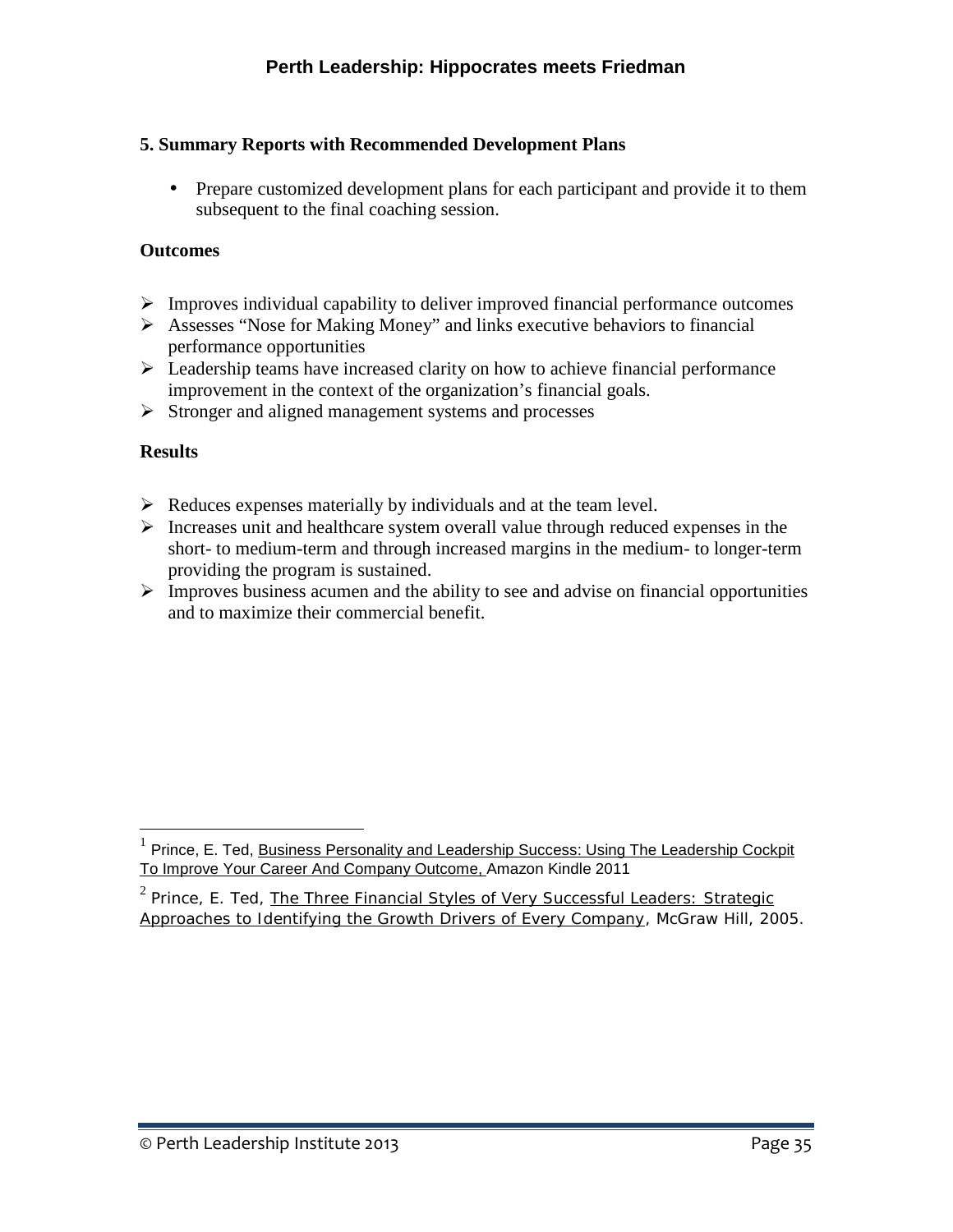### 5. Summary Reports with Recommended Development Plans

- Prepare customized development plans for each participant and provide it to them subsequent to the final coaching session.

#### Outcomes

- Improves individual capability to deliver improved financial performance outcomes
- Assesses "Nose for Making Money" and links executive behaviors to financial performance opportunities
- Leadership teams have increased clarity on how to achieve financial performance improvement in the context of the organization's financial goals.
- Stronger and aligned management systems and processes

#### Results

- Reduces expenses materially by individuals and at the team level.
- Increases unit and healthcare system overall value through reduced expenses in the short- to medium-term and through increased margins in the medium- to longer-term providing the program is sustained.
- Improves business acumen and the ability to see and advise on financial opportunities and to maximize their commercial benefit.

---

[1] Prince, E. Ted, Business Personality and Leadership Success: Using The Leadership Cockpit To Improve Your Career And Company Outcome, Amazon Kindle 2011

[2] Prince, E. Ted, The Three Financial Styles of Very Successful Leaders: Strategic Approaches to Identifying the Growth Drivers of Every Company, McGraw Hill, 2005.